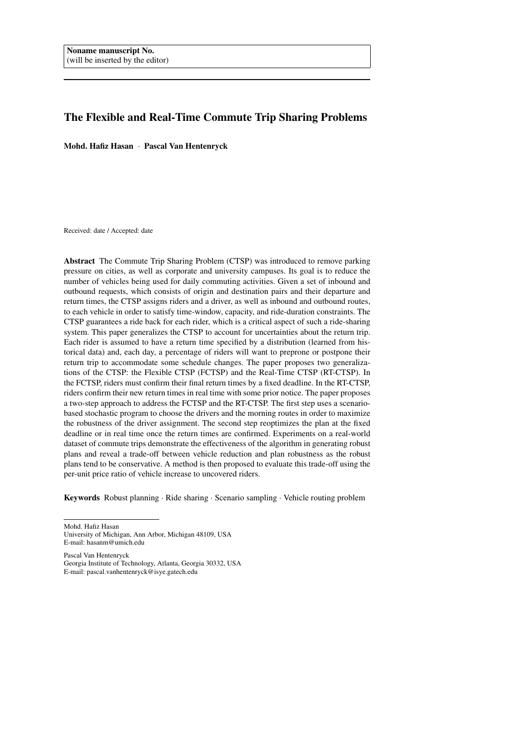**Noname manuscript No.**
(will be inserted by the editor)

# The Flexible and Real-Time Commute Trip Sharing Problems

**Mohd. Hafiz Hasan** · **Pascal Van Hentenryck**

Received: date / Accepted: date

**Abstract** The Commute Trip Sharing Problem (CTSP) was introduced to remove parking pressure on cities, as well as corporate and university campuses. Its goal is to reduce the number of vehicles being used for daily commuting activities. Given a set of inbound and outbound requests, which consists of origin and destination pairs and their departure and return times, the CTSP assigns riders and a driver, as well as inbound and outbound routes, to each vehicle in order to satisfy time-window, capacity, and ride-duration constraints. The CTSP guarantees a ride back for each rider, which is a critical aspect of such a ride-sharing system. This paper generalizes the CTSP to account for uncertainties about the return trip. Each rider is assumed to have a return time specified by a distribution (learned from historical data) and, each day, a percentage of riders will want to prepone or postpone their return trip to accommodate some schedule changes. The paper proposes two generalizations of the CTSP: the Flexible CTSP (FCTSP) and the Real-Time CTSP (RT-CTSP). In the FCTSP, riders must confirm their final return times by a fixed deadline. In the RT-CTSP, riders confirm their new return times in real time with some prior notice. The paper proposes a two-step approach to address the FCTSP and the RT-CTSP. The first step uses a scenario-based stochastic program to choose the drivers and the morning routes in order to maximize the robustness of the driver assignment. The second step reoptimizes the plan at the fixed deadline or in real time once the return times are confirmed. Experiments on a real-world dataset of commute trips demonstrate the effectiveness of the algorithm in generating robust plans and reveal a trade-off between vehicle reduction and plan robustness as the robust plans tend to be conservative. A method is then proposed to evaluate this trade-off using the per-unit price ratio of vehicle increase to uncovered riders.

**Keywords** Robust planning · Ride sharing · Scenario sampling · Vehicle routing problem

---

Mohd. Hafiz Hasan
University of Michigan, Ann Arbor, Michigan 48109, USA
E-mail: hasanm@umich.edu

Pascal Van Hentenryck
Georgia Institute of Technology, Atlanta, Georgia 30332, USA
E-mail: pascal.vanhentenryck@isye.gatech.edu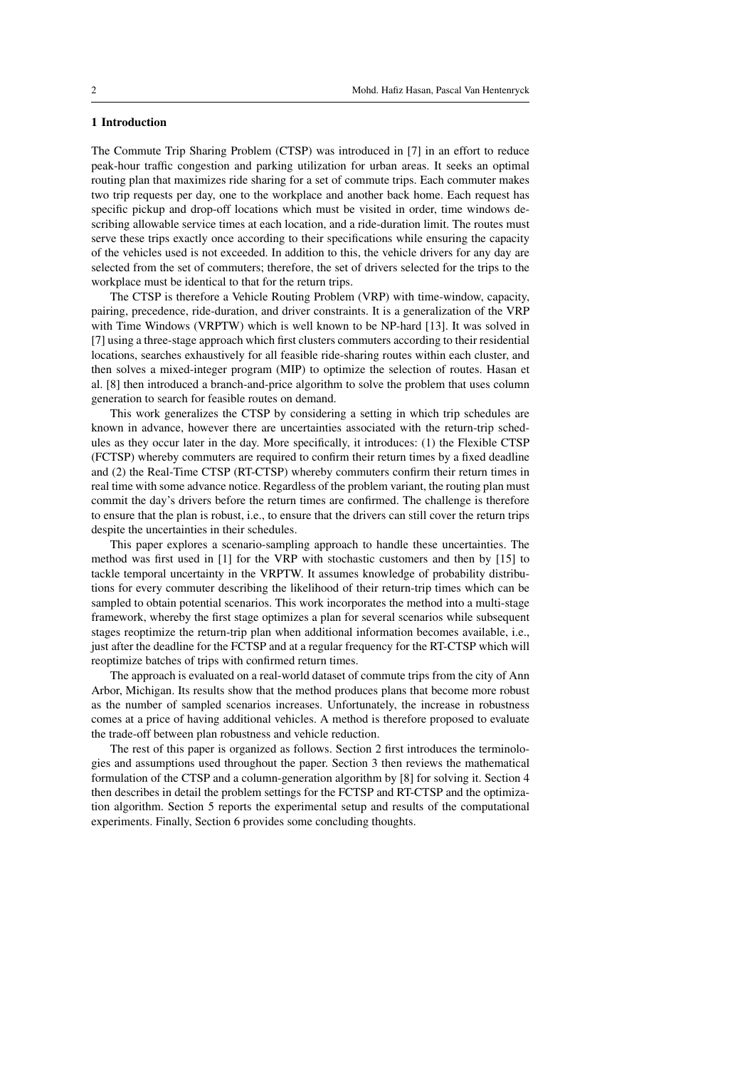## 1 Introduction

The Commute Trip Sharing Problem (CTSP) was introduced in [7] in an effort to reduce peak-hour traffic congestion and parking utilization for urban areas. It seeks an optimal routing plan that maximizes ride sharing for a set of commute trips. Each commuter makes two trip requests per day, one to the workplace and another back home. Each request has specific pickup and drop-off locations which must be visited in order, time windows describing allowable service times at each location, and a ride-duration limit. The routes must serve these trips exactly once according to their specifications while ensuring the capacity of the vehicles used is not exceeded. In addition to this, the vehicle drivers for any day are selected from the set of commuters; therefore, the set of drivers selected for the trips to the workplace must be identical to that for the return trips.

The CTSP is therefore a Vehicle Routing Problem (VRP) with time-window, capacity, pairing, precedence, ride-duration, and driver constraints. It is a generalization of the VRP with Time Windows (VRPTW) which is well known to be NP-hard [13]. It was solved in [7] using a three-stage approach which first clusters commuters according to their residential locations, searches exhaustively for all feasible ride-sharing routes within each cluster, and then solves a mixed-integer program (MIP) to optimize the selection of routes. Hasan et al. [8] then introduced a branch-and-price algorithm to solve the problem that uses column generation to search for feasible routes on demand.

This work generalizes the CTSP by considering a setting in which trip schedules are known in advance, however there are uncertainties associated with the return-trip schedules as they occur later in the day. More specifically, it introduces: (1) the Flexible CTSP (FCTSP) whereby commuters are required to confirm their return times by a fixed deadline and (2) the Real-Time CTSP (RT-CTSP) whereby commuters confirm their return times in real time with some advance notice. Regardless of the problem variant, the routing plan must commit the day's drivers before the return times are confirmed. The challenge is therefore to ensure that the plan is robust, i.e., to ensure that the drivers can still cover the return trips despite the uncertainties in their schedules.

This paper explores a scenario-sampling approach to handle these uncertainties. The method was first used in [1] for the VRP with stochastic customers and then by [15] to tackle temporal uncertainty in the VRPTW. It assumes knowledge of probability distributions for every commuter describing the likelihood of their return-trip times which can be sampled to obtain potential scenarios. This work incorporates the method into a multi-stage framework, whereby the first stage optimizes a plan for several scenarios while subsequent stages reoptimize the return-trip plan when additional information becomes available, i.e., just after the deadline for the FCTSP and at a regular frequency for the RT-CTSP which will reoptimize batches of trips with confirmed return times.

The approach is evaluated on a real-world dataset of commute trips from the city of Ann Arbor, Michigan. Its results show that the method produces plans that become more robust as the number of sampled scenarios increases. Unfortunately, the increase in robustness comes at a price of having additional vehicles. A method is therefore proposed to evaluate the trade-off between plan robustness and vehicle reduction.

The rest of this paper is organized as follows. Section 2 first introduces the terminologies and assumptions used throughout the paper. Section 3 then reviews the mathematical formulation of the CTSP and a column-generation algorithm by [8] for solving it. Section 4 then describes in detail the problem settings for the FCTSP and RT-CTSP and the optimization algorithm. Section 5 reports the experimental setup and results of the computational experiments. Finally, Section 6 provides some concluding thoughts.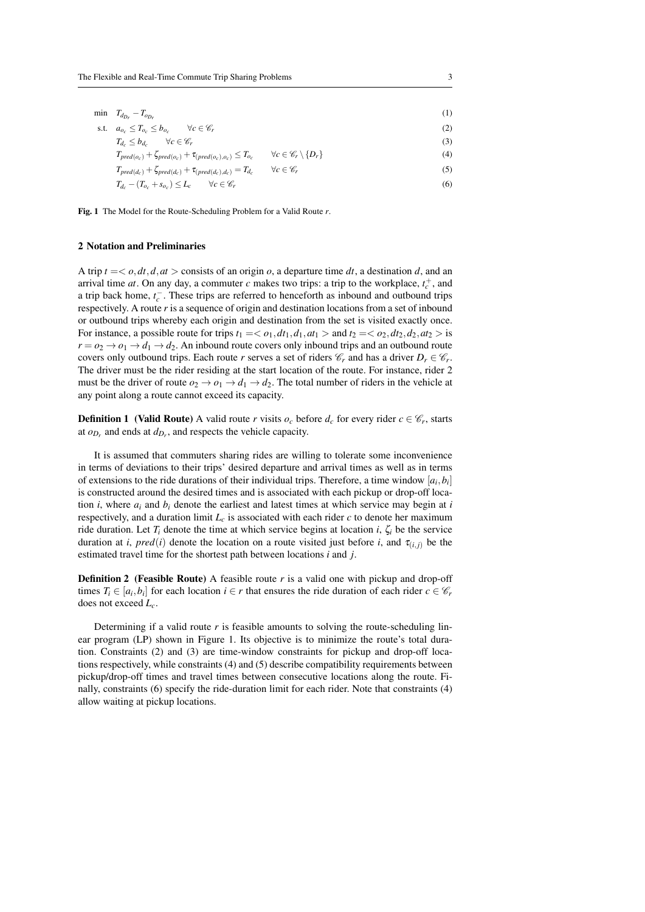$$
\begin{aligned}
\min \quad & T_{d_{D_r}} - T_{o_{D_r}} && (1)\\
\text{s.t.} \quad & a_{o_c} \leq T_{o_c} \leq b_{o_c} \qquad \forall c \in \mathscr{C}_r && (2)\\
& T_{d_c} \leq b_{d_c} \qquad \forall c \in \mathscr{C}_r && (3)\\
& T_{pred(o_c)} + \zeta_{pred(o_c)} + \tau_{(pred(o_c),o_c)} \leq T_{o_c} \qquad \forall c \in \mathscr{C}_r \setminus \{D_r\} && (4)\\
& T_{pred(d_c)} + \zeta_{pred(d_c)} + \tau_{(pred(d_c),d_c)} = T_{d_c} \qquad \forall c \in \mathscr{C}_r && (5)\\
& T_{d_c} - (T_{o_c} + s_{o_c}) \leq L_c \qquad \forall c \in \mathscr{C}_r && (6)
\end{aligned}
$$

**Fig. 1** The Model for the Route-Scheduling Problem for a Valid Route $r$.

## 2 Notation and Preliminaries

A trip $t = < o, dt, d, at >$ consists of an origin $o$, a departure time $dt$, a destination $d$, and an arrival time $at$. On any day, a commuter $c$ makes two trips: a trip to the workplace, $t_c^+$, and a trip back home, $t_c^-$. These trips are referred to henceforth as inbound and outbound trips respectively. A route $r$ is a sequence of origin and destination locations from a set of inbound or outbound trips whereby each origin and destination from the set is visited exactly once. For instance, a possible route for trips $t_1 = < o_1, dt_1, d_1, at_1 >$ and $t_2 = < o_2, dt_2, d_2, at_2 >$ is $r = o_2 \rightarrow o_1 \rightarrow d_1 \rightarrow d_2$. An inbound route covers only inbound trips and an outbound route covers only outbound trips. Each route $r$ serves a set of riders $\mathscr{C}_r$ and has a driver $D_r \in \mathscr{C}_r$. The driver must be the rider residing at the start location of the route. For instance, rider 2 must be the driver of route $o_2 \rightarrow o_1 \rightarrow d_1 \rightarrow d_2$. The total number of riders in the vehicle at any point along a route cannot exceed its capacity.

**Definition 1 (Valid Route)** A valid route $r$ visits $o_c$ before $d_c$ for every rider $c \in \mathscr{C}_r$, starts at $o_{D_r}$ and ends at $d_{D_r}$, and respects the vehicle capacity.

It is assumed that commuters sharing rides are willing to tolerate some inconvenience in terms of deviations to their trips' desired departure and arrival times as well as in terms of extensions to the ride durations of their individual trips. Therefore, a time window $[a_i, b_i]$ is constructed around the desired times and is associated with each pickup or drop-off location $i$, where $a_i$ and $b_i$ denote the earliest and latest times at which service may begin at $i$ respectively, and a duration limit $L_c$ is associated with each rider $c$ to denote her maximum ride duration. Let $T_i$ denote the time at which service begins at location $i$, $\zeta_i$ be the service duration at $i$, $pred(i)$ denote the location on a route visited just before $i$, and $\tau_{(i,j)}$ be the estimated travel time for the shortest path between locations $i$ and $j$.

**Definition 2 (Feasible Route)** A feasible route $r$ is a valid one with pickup and drop-off times $T_i \in [a_i, b_i]$ for each location $i \in r$ that ensures the ride duration of each rider $c \in \mathscr{C}_r$ does not exceed $L_c$.

Determining if a valid route $r$ is feasible amounts to solving the route-scheduling linear program (LP) shown in Figure 1. Its objective is to minimize the route's total duration. Constraints (2) and (3) are time-window constraints for pickup and drop-off locations respectively, while constraints (4) and (5) describe compatibility requirements between pickup/drop-off times and travel times between consecutive locations along the route. Finally, constraints (6) specify the ride-duration limit for each rider. Note that constraints (4) allow waiting at pickup locations.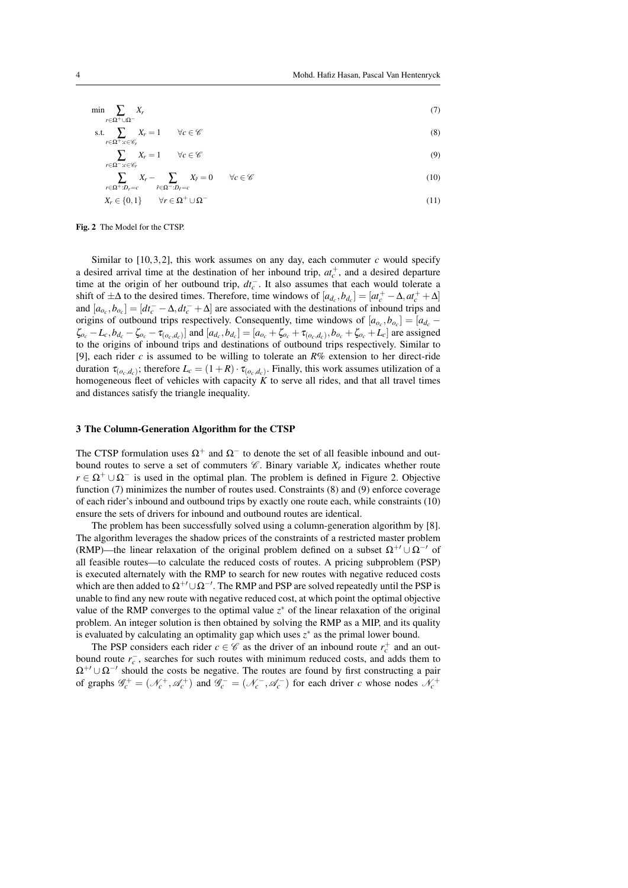$$\min \sum_{r \in \Omega^+ \cup \Omega^-} X_r \tag{7}$$

$$\text{s.t.} \sum_{r \in \Omega^+ : c \in \mathscr{C}_r} X_r = 1 \qquad \forall c \in \mathscr{C} \tag{8}$$

$$\sum_{r \in \Omega^- : c \in \mathscr{C}_r} X_r = 1 \qquad \forall c \in \mathscr{C} \tag{9}$$

$$\sum_{r \in \Omega^+ : D_r = c} X_r - \sum_{\hat{r} \in \Omega^- : D_{\hat{r}} = c} X_{\hat{r}} = 0 \qquad \forall c \in \mathscr{C} \tag{10}$$

$$X_r \in \{0, 1\} \qquad \forall r \in \Omega^+ \cup \Omega^- \tag{11}$$

**Fig. 2** The Model for the CTSP.

Similar to [10,3,2], this work assumes on any day, each commuter $c$ would specify a desired arrival time at the destination of her inbound trip, $at_c^+$, and a desired departure time at the origin of her outbound trip, $dt_c^-$. It also assumes that each would tolerate a shift of $\pm\Delta$ to the desired times. Therefore, time windows of $[a_{d_c}, b_{d_c}] = [at_c^+ - \Delta, at_c^+ + \Delta]$ and $[a_{o_c}, b_{o_c}] = [dt_c^- - \Delta, dt_c^- + \Delta]$ are associated with the destinations of inbound trips and origins of outbound trips respectively. Consequently, time windows of $[a_{o_c}, b_{o_c}] = [a_{d_c} - \zeta_{o_c} - L_c, b_{d_c} - \zeta_{o_c} - \tau_{(o_c, d_c)}]$ and $[a_{d_c}, b_{d_c}] = [a_{o_c} + \zeta_{o_c} + \tau_{(o_c, d_c)}, b_{o_c} + \zeta_{o_c} + L_c]$ are assigned to the origins of inbound trips and destinations of outbound trips respectively. Similar to [9], each rider $c$ is assumed to be willing to tolerate an $R$% extension to her direct-ride duration $\tau_{(o_c, d_c)}$; therefore $L_c = (1 + R) \cdot \tau_{(o_c, d_c)}$. Finally, this work assumes utilization of a homogeneous fleet of vehicles with capacity $K$ to serve all rides, and that all travel times and distances satisfy the triangle inequality.

## 3 The Column-Generation Algorithm for the CTSP

The CTSP formulation uses $\Omega^+$ and $\Omega^-$ to denote the set of all feasible inbound and outbound routes to serve a set of commuters $\mathscr{C}$. Binary variable $X_r$ indicates whether route $r \in \Omega^+ \cup \Omega^-$ is used in the optimal plan. The problem is defined in Figure 2. Objective function (7) minimizes the number of routes used. Constraints (8) and (9) enforce coverage of each rider's inbound and outbound trips by exactly one route each, while constraints (10) ensure the sets of drivers for inbound and outbound routes are identical.

The problem has been successfully solved using a column-generation algorithm by [8]. The algorithm leverages the shadow prices of the constraints of a restricted master problem (RMP)—the linear relaxation of the original problem defined on a subset $\Omega^{+\prime} \cup \Omega^{-\prime}$ of all feasible routes—to calculate the reduced costs of routes. A pricing subproblem (PSP) is executed alternately with the RMP to search for new routes with negative reduced costs which are then added to $\Omega^{+\prime} \cup \Omega^{-\prime}$. The RMP and PSP are solved repeatedly until the PSP is unable to find any new route with negative reduced cost, at which point the optimal objective value of the RMP converges to the optimal value $z^*$ of the linear relaxation of the original problem. An integer solution is then obtained by solving the RMP as a MIP, and its quality is evaluated by calculating an optimality gap which uses $z^*$ as the primal lower bound.

The PSP considers each rider $c \in \mathscr{C}$ as the driver of an inbound route $r_c^+$ and an outbound route $r_c^-$, searches for such routes with minimum reduced costs, and adds them to $\Omega^{+\prime} \cup \Omega^{-\prime}$ should the costs be negative. The routes are found by first constructing a pair of graphs $\mathscr{G}_c^+ = (\mathscr{N}_c^+, \mathscr{A}_c^+)$ and $\mathscr{G}_c^- = (\mathscr{N}_c^-, \mathscr{A}_c^-)$ for each driver $c$ whose nodes $\mathscr{N}_c^+$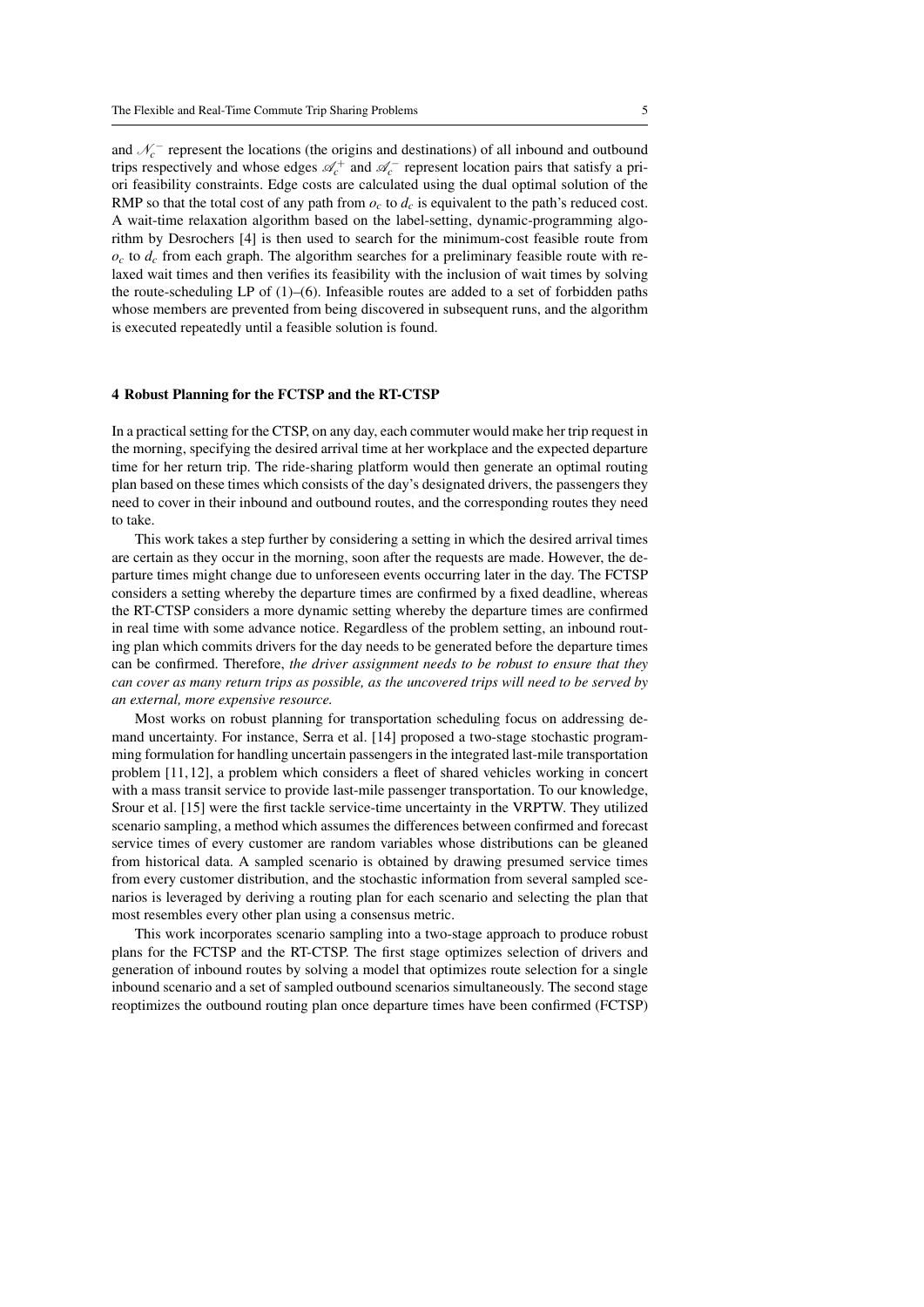and $\mathcal{N}_c^-$ represent the locations (the origins and destinations) of all inbound and outbound trips respectively and whose edges $\mathcal{A}_c^+$ and $\mathcal{A}_c^-$ represent location pairs that satisfy a priori feasibility constraints. Edge costs are calculated using the dual optimal solution of the RMP so that the total cost of any path from $o_c$ to $d_c$ is equivalent to the path's reduced cost. A wait-time relaxation algorithm based on the label-setting, dynamic-programming algorithm by Desrochers [4] is then used to search for the minimum-cost feasible route from $o_c$ to $d_c$ from each graph. The algorithm searches for a preliminary feasible route with relaxed wait times and then verifies its feasibility with the inclusion of wait times by solving the route-scheduling LP of (1)–(6). Infeasible routes are added to a set of forbidden paths whose members are prevented from being discovered in subsequent runs, and the algorithm is executed repeatedly until a feasible solution is found.

## 4 Robust Planning for the FCTSP and the RT-CTSP

In a practical setting for the CTSP, on any day, each commuter would make her trip request in the morning, specifying the desired arrival time at her workplace and the expected departure time for her return trip. The ride-sharing platform would then generate an optimal routing plan based on these times which consists of the day's designated drivers, the passengers they need to cover in their inbound and outbound routes, and the corresponding routes they need to take.

This work takes a step further by considering a setting in which the desired arrival times are certain as they occur in the morning, soon after the requests are made. However, the departure times might change due to unforeseen events occurring later in the day. The FCTSP considers a setting whereby the departure times are confirmed by a fixed deadline, whereas the RT-CTSP considers a more dynamic setting whereby the departure times are confirmed in real time with some advance notice. Regardless of the problem setting, an inbound routing plan which commits drivers for the day needs to be generated before the departure times can be confirmed. Therefore, *the driver assignment needs to be robust to ensure that they can cover as many return trips as possible, as the uncovered trips will need to be served by an external, more expensive resource.*

Most works on robust planning for transportation scheduling focus on addressing demand uncertainty. For instance, Serra et al. [14] proposed a two-stage stochastic programming formulation for handling uncertain passengers in the integrated last-mile transportation problem [11, 12], a problem which considers a fleet of shared vehicles working in concert with a mass transit service to provide last-mile passenger transportation. To our knowledge, Srour et al. [15] were the first tackle service-time uncertainty in the VRPTW. They utilized scenario sampling, a method which assumes the differences between confirmed and forecast service times of every customer are random variables whose distributions can be gleaned from historical data. A sampled scenario is obtained by drawing presumed service times from every customer distribution, and the stochastic information from several sampled scenarios is leveraged by deriving a routing plan for each scenario and selecting the plan that most resembles every other plan using a consensus metric.

This work incorporates scenario sampling into a two-stage approach to produce robust plans for the FCTSP and the RT-CTSP. The first stage optimizes selection of drivers and generation of inbound routes by solving a model that optimizes route selection for a single inbound scenario and a set of sampled outbound scenarios simultaneously. The second stage reoptimizes the outbound routing plan once departure times have been confirmed (FCTSP)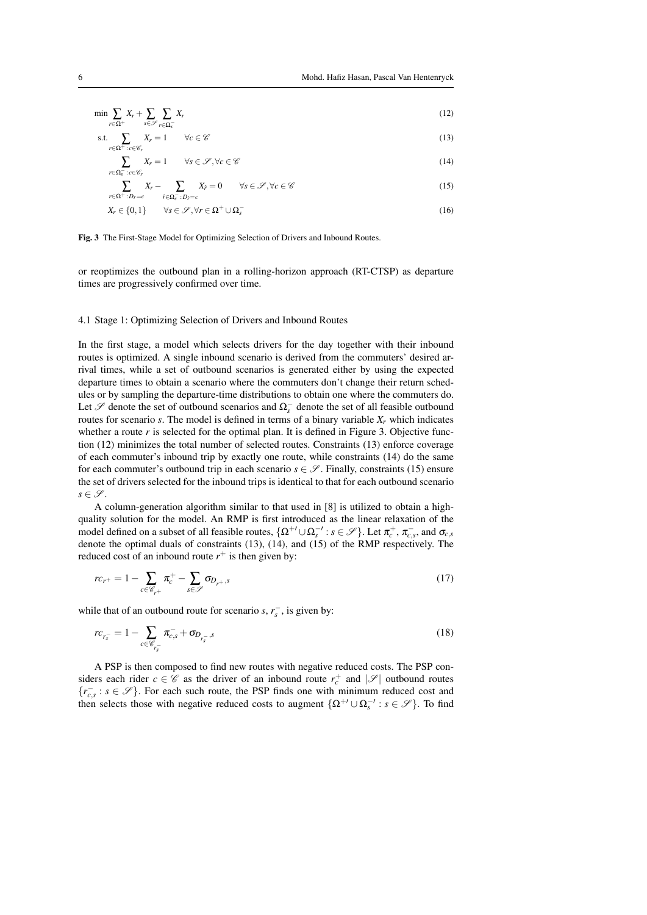$$\min \sum_{r \in \Omega^+} X_r + \sum_{s \in \mathscr{S}} \sum_{r \in \Omega_s^-} X_r \tag{12}$$

$$\text{s.t.} \sum_{r \in \Omega^+ : c \in \mathscr{C}_r} X_r = 1 \qquad \forall c \in \mathscr{C} \tag{13}$$

$$\sum_{r \in \Omega_s^- : c \in \mathscr{C}_r} X_r = 1 \qquad \forall s \in \mathscr{S}, \forall c \in \mathscr{C} \tag{14}$$

$$\sum_{r \in \Omega^+ : D_r = c} X_r - \sum_{\tilde{r} \in \Omega_s^- : D_{\tilde{r}} = c} X_{\tilde{r}} = 0 \qquad \forall s \in \mathscr{S}, \forall c \in \mathscr{C} \tag{15}$$

$$X_r \in \{0,1\} \qquad \forall s \in \mathscr{S}, \forall r \in \Omega^+ \cup \Omega_s^- \tag{16}$$

**Fig. 3** The First-Stage Model for Optimizing Selection of Drivers and Inbound Routes.

or reoptimizes the outbound plan in a rolling-horizon approach (RT-CTSP) as departure times are progressively confirmed over time.

### 4.1 Stage 1: Optimizing Selection of Drivers and Inbound Routes

In the first stage, a model which selects drivers for the day together with their inbound routes is optimized. A single inbound scenario is derived from the commuters' desired arrival times, while a set of outbound scenarios is generated either by using the expected departure times to obtain a scenario where the commuters don't change their return schedules or by sampling the departure-time distributions to obtain one where the commuters do. Let $\mathscr{S}$ denote the set of outbound scenarios and $\Omega_s^-$ denote the set of all feasible outbound routes for scenario $s$. The model is defined in terms of a binary variable $X_r$ which indicates whether a route $r$ is selected for the optimal plan. It is defined in Figure 3. Objective function (12) minimizes the total number of selected routes. Constraints (13) enforce coverage of each commuter's inbound trip by exactly one route, while constraints (14) do the same for each commuter's outbound trip in each scenario $s \in \mathscr{S}$. Finally, constraints (15) ensure the set of drivers selected for the inbound trips is identical to that for each outbound scenario $s \in \mathscr{S}$.

A column-generation algorithm similar to that used in [8] is utilized to obtain a high-quality solution for the model. An RMP is first introduced as the linear relaxation of the model defined on a subset of all feasible routes, $\{\Omega^{+\prime} \cup \Omega_s^{-\prime} : s \in \mathscr{S}\}$. Let $\pi_c^+$, $\pi_{c,s}^-$, and $\sigma_{c,s}$ denote the optimal duals of constraints (13), (14), and (15) of the RMP respectively. The reduced cost of an inbound route $r^+$ is then given by:

$$rc_{r^+} = 1 - \sum_{c \in \mathscr{C}_{r^+}} \pi_c^+ - \sum_{s \in \mathscr{S}} \sigma_{D_{r^+}, s} \tag{17}$$

while that of an outbound route for scenario $s$, $r_s^-$, is given by:

$$rc_{r_s^-} = 1 - \sum_{c \in \mathscr{C}_{r_s^-}} \pi_{c,s}^- + \sigma_{D_{r_s^-}, s} \tag{18}$$

A PSP is then composed to find new routes with negative reduced costs. The PSP considers each rider $c \in \mathscr{C}$ as the driver of an inbound route $r_c^+$ and $|\mathscr{S}|$ outbound routes $\{r_{c,s}^- : s \in \mathscr{S}\}$. For each such route, the PSP finds one with minimum reduced cost and then selects those with negative reduced costs to augment $\{\Omega^{+\prime} \cup \Omega_s^{-\prime} : s \in \mathscr{S}\}$. To find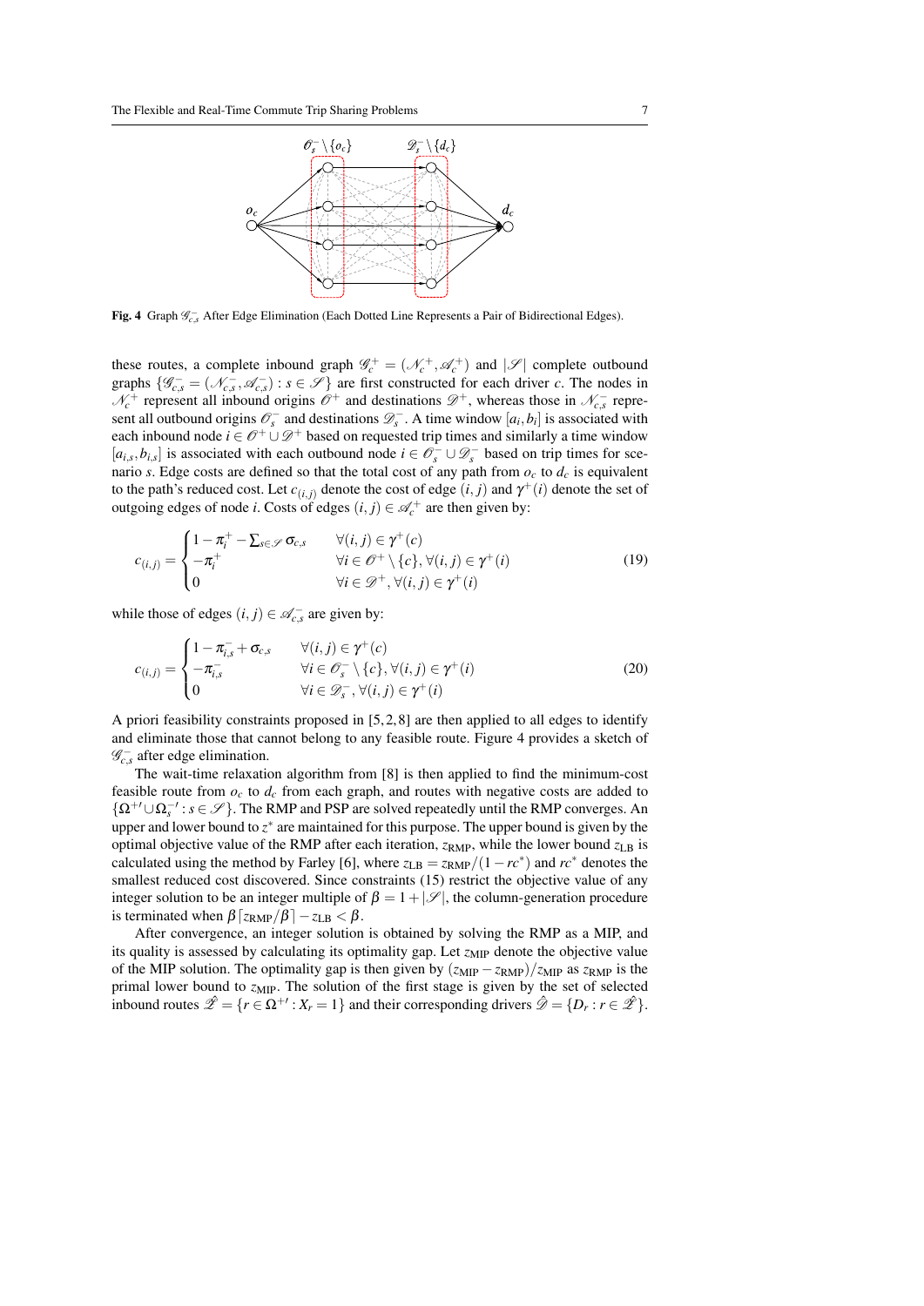**Fig. 4** Graph $\mathscr{G}^-_{c,s}$ After Edge Elimination (Each Dotted Line Represents a Pair of Bidirectional Edges).

these routes, a complete inbound graph $\mathscr{G}^+_c = (\mathscr{N}^+_c, \mathscr{A}^+_c)$ and $|\mathscr{S}|$ complete outbound graphs $\{\mathscr{G}^-_{c,s} = (\mathscr{N}^-_{c,s}, \mathscr{A}^-_{c,s}) : s \in \mathscr{S}\}$ are first constructed for each driver $c$. The nodes in $\mathscr{N}^+_c$ represent all inbound origins $\mathscr{O}^+$ and destinations $\mathscr{D}^+$, whereas those in $\mathscr{N}^-_{c,s}$ represent all outbound origins $\mathscr{O}^-_s$ and destinations $\mathscr{D}^-_s$. A time window $[a_i, b_i]$ is associated with each inbound node $i \in \mathscr{O}^+ \cup \mathscr{D}^+$ based on requested trip times and similarly a time window $[a_{i,s}, b_{i,s}]$ is associated with each outbound node $i \in \mathscr{O}^-_s \cup \mathscr{D}^-_s$ based on trip times for scenario $s$. Edge costs are defined so that the total cost of any path from $o_c$ to $d_c$ is equivalent to the path's reduced cost. Let $c_{(i,j)}$ denote the cost of edge $(i,j)$ and $\gamma^+(i)$ denote the set of outgoing edges of node $i$. Costs of edges $(i,j) \in \mathscr{A}^+_c$ are then given by:

$$
c_{(i,j)} = \begin{cases} 1 - \pi^+_i - \sum_{s \in \mathscr{S}} \sigma_{c,s} & \forall (i,j) \in \gamma^+(c) \\ -\pi^+_i & \forall i \in \mathscr{O}^+ \setminus \{c\}, \forall (i,j) \in \gamma^+(i) \\ 0 & \forall i \in \mathscr{D}^+, \forall (i,j) \in \gamma^+(i) \end{cases} \tag{19}
$$

while those of edges $(i,j) \in \mathscr{A}^-_{c,s}$ are given by:

$$
c_{(i,j)} = \begin{cases} 1 - \pi^-_{i,s} + \sigma_{c,s} & \forall (i,j) \in \gamma^+(c) \\ -\pi^-_{i,s} & \forall i \in \mathscr{O}^-_s \setminus \{c\}, \forall (i,j) \in \gamma^+(i) \\ 0 & \forall i \in \mathscr{D}^-_s, \forall (i,j) \in \gamma^+(i) \end{cases} \tag{20}
$$

A priori feasibility constraints proposed in [5, 2, 8] are then applied to all edges to identify and eliminate those that cannot belong to any feasible route. Figure 4 provides a sketch of $\mathscr{G}^-_{c,s}$ after edge elimination.

The wait-time relaxation algorithm from [8] is then applied to find the minimum-cost feasible route from $o_c$ to $d_c$ from each graph, and routes with negative costs are added to $\{\Omega^{+\prime} \cup \Omega^{-\prime}_s : s \in \mathscr{S}\}$. The RMP and PSP are solved repeatedly until the RMP converges. An upper and lower bound to $z^*$ are maintained for this purpose. The upper bound is given by the optimal objective value of the RMP after each iteration, $z_{\text{RMP}}$, while the lower bound $z_{\text{LB}}$ is calculated using the method by Farley [6], where $z_{\text{LB}} = z_{\text{RMP}}/(1 - rc^*)$ and $rc^*$ denotes the smallest reduced cost discovered. Since constraints (15) restrict the objective value of any integer solution to be an integer multiple of $\beta = 1 + |\mathscr{S}|$, the column-generation procedure is terminated when $\beta \lceil z_{\text{RMP}}/\beta \rceil - z_{\text{LB}} < \beta$.

After convergence, an integer solution is obtained by solving the RMP as a MIP, and its quality is assessed by calculating its optimality gap. Let $z_{\text{MIP}}$ denote the objective value of the MIP solution. The optimality gap is then given by $(z_{\text{MIP}} - z_{\text{RMP}})/z_{\text{MIP}}$ as $z_{\text{RMP}}$ is the primal lower bound to $z_{\text{MIP}}$. The solution of the first stage is given by the set of selected inbound routes $\hat{\mathscr{Z}} = \{r \in \Omega^{+\prime} : X_r = 1\}$ and their corresponding drivers $\hat{\mathscr{D}} = \{D_r : r \in \hat{\mathscr{Z}}\}$.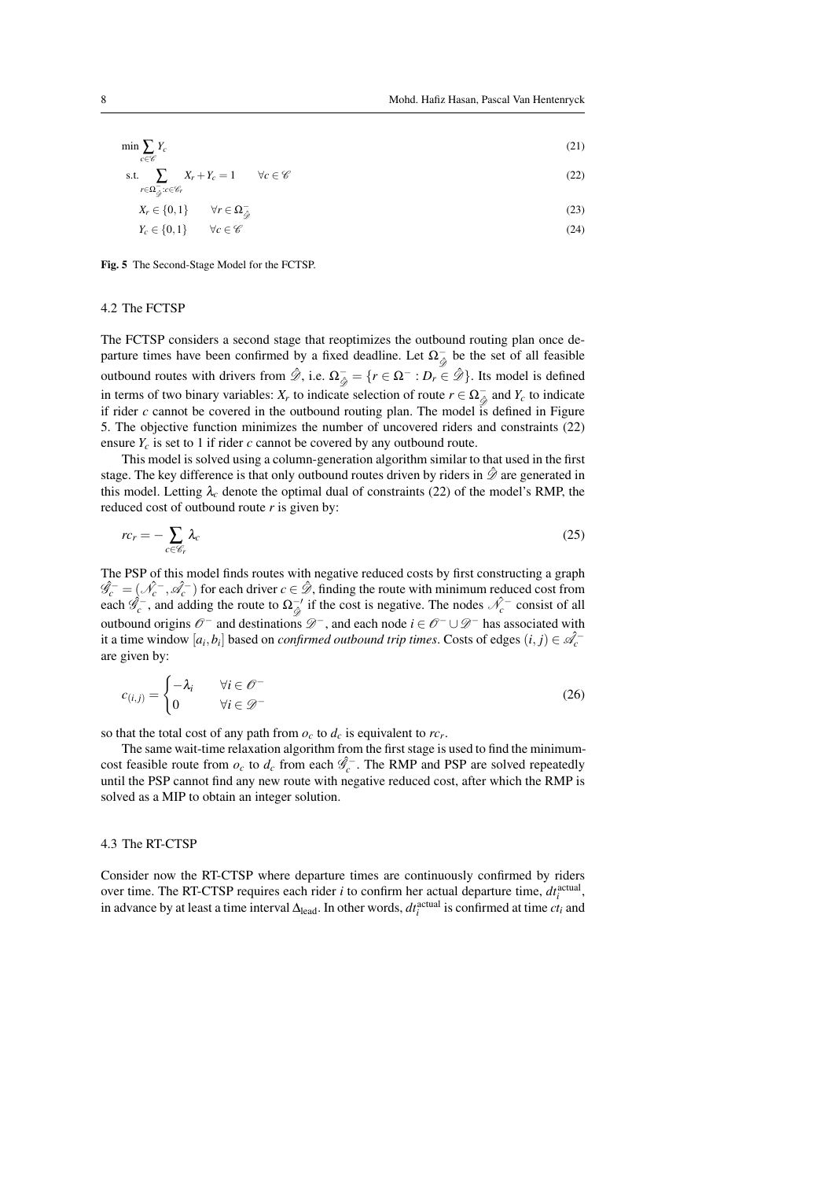$$\min \sum_{c \in \mathscr{C}} Y_c \tag{21}$$

$$\text{s.t.} \sum_{r \in \Omega^-_{\hat{\mathscr{D}}} : c \in \mathscr{C}_r} X_r + Y_c = 1 \qquad \forall c \in \mathscr{C} \tag{22}$$

$$X_r \in \{0,1\} \qquad \forall r \in \Omega^-_{\hat{\mathscr{D}}} \tag{23}$$

$$Y_c \in \{0,1\} \qquad \forall c \in \mathscr{C} \tag{24}$$

**Fig. 5** The Second-Stage Model for the FCTSP.

### 4.2 The FCTSP

The FCTSP considers a second stage that reoptimizes the outbound routing plan once departure times have been confirmed by a fixed deadline. Let $\Omega^-_{\hat{\mathscr{D}}}$ be the set of all feasible outbound routes with drivers from $\hat{\mathscr{D}}$, i.e. $\Omega^-_{\hat{\mathscr{D}}} = \{r \in \Omega^- : D_r \in \hat{\mathscr{D}}\}$. Its model is defined in terms of two binary variables: $X_r$ to indicate selection of route $r \in \Omega^-_{\hat{\mathscr{D}}}$ and $Y_c$ to indicate if rider $c$ cannot be covered in the outbound routing plan. The model is defined in Figure 5. The objective function minimizes the number of uncovered riders and constraints (22) ensure $Y_c$ is set to 1 if rider $c$ cannot be covered by any outbound route.

This model is solved using a column-generation algorithm similar to that used in the first stage. The key difference is that only outbound routes driven by riders in $\hat{\mathscr{D}}$ are generated in this model. Letting $\lambda_c$ denote the optimal dual of constraints (22) of the model's RMP, the reduced cost of outbound route $r$ is given by:

$$rc_r = -\sum_{c \in \mathscr{C}_r} \lambda_c \tag{25}$$

The PSP of this model finds routes with negative reduced costs by first constructing a graph $\hat{\mathscr{G}}^-_c = (\hat{\mathscr{N}}^-_c, \hat{\mathscr{A}}^-_c)$ for each driver $c \in \hat{\mathscr{D}}$, finding the route with minimum reduced cost from each $\hat{\mathscr{G}}^-_c$, and adding the route to $\Omega^{-\prime}_{\hat{\mathscr{D}}}$ if the cost is negative. The nodes $\hat{\mathscr{N}}^-_c$ consist of all outbound origins $\mathscr{O}^-$ and destinations $\mathscr{D}^-$, and each node $i \in \mathscr{O}^- \cup \mathscr{D}^-$ has associated with it a time window $[a_i, b_i]$ based on *confirmed outbound trip times*. Costs of edges $(i, j) \in \hat{\mathscr{A}}^-_c$ are given by:

$$c_{(i,j)} = \begin{cases} -\lambda_i & \forall i \in \mathscr{O}^- \\ 0 & \forall i \in \mathscr{D}^- \end{cases} \tag{26}$$

so that the total cost of any path from $o_c$ to $d_c$ is equivalent to $rc_r$.

The same wait-time relaxation algorithm from the first stage is used to find the minimum-cost feasible route from $o_c$ to $d_c$ from each $\hat{\mathscr{G}}^-_c$. The RMP and PSP are solved repeatedly until the PSP cannot find any new route with negative reduced cost, after which the RMP is solved as a MIP to obtain an integer solution.

### 4.3 The RT-CTSP

Consider now the RT-CTSP where departure times are continuously confirmed by riders over time. The RT-CTSP requires each rider $i$ to confirm her actual departure time, $dt_i^{\text{actual}}$, in advance by at least a time interval $\Delta_{\text{lead}}$. In other words, $dt_i^{\text{actual}}$ is confirmed at time $ct_i$ and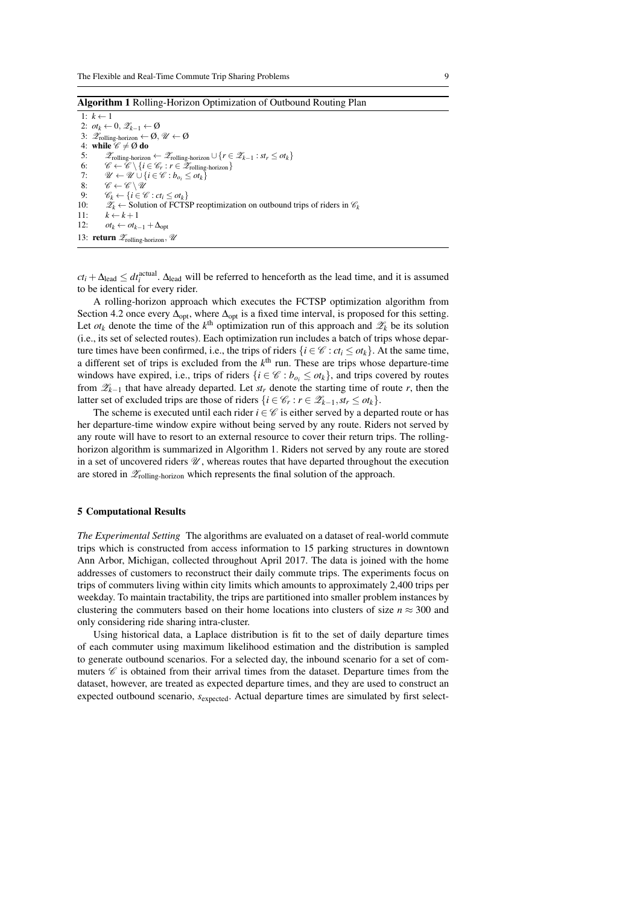**Algorithm 1** Rolling-Horizon Optimization of Outbound Routing Plan

```
1: k ← 1
2: ot_k ← 0, 𝒵_{k−1} ← ∅
3: 𝒵_rolling-horizon ← ∅, 𝒰 ← ∅
4: while 𝒞 ≠ ∅ do
5:     𝒵_rolling-horizon ← 𝒵_rolling-horizon ∪ {r ∈ 𝒵_{k−1} : st_r ≤ ot_k}
6:     𝒞 ← 𝒞 \ {i ∈ 𝒞_r : r ∈ 𝒵_rolling-horizon}
7:     𝒰 ← 𝒰 ∪ {i ∈ 𝒞 : b_{o_i} ≤ ot_k}
8:     𝒞 ← 𝒞 \ 𝒰
9:     𝒞_k ← {i ∈ 𝒞 : ct_i ≤ ot_k}
10:    𝒵_k ← Solution of FCTSP reoptimization on outbound trips of riders in 𝒞_k
11:    k ← k + 1
12:    ot_k ← ot_{k−1} + Δ_opt
13: return 𝒵_rolling-horizon, 𝒰
```

$ct_i + \Delta_{\text{lead}} \leq dt_i^{\text{actual}}$. $\Delta_{\text{lead}}$ will be referred to henceforth as the lead time, and it is assumed to be identical for every rider.

A rolling-horizon approach which executes the FCTSP optimization algorithm from Section 4.2 once every $\Delta_{\text{opt}}$, where $\Delta_{\text{opt}}$ is a fixed time interval, is proposed for this setting. Let $ot_k$ denote the time of the $k^{\text{th}}$ optimization run of this approach and $\mathscr{Z}_k$ be its solution (i.e., its set of selected routes). Each optimization run includes a batch of trips whose departure times have been confirmed, i.e., the trips of riders $\{i \in \mathscr{C} : ct_i \leq ot_k\}$. At the same time, a different set of trips is excluded from the $k^{\text{th}}$ run. These are trips whose departure-time windows have expired, i.e., trips of riders $\{i \in \mathscr{C} : b_{o_i} \leq ot_k\}$, and trips covered by routes from $\mathscr{Z}_{k-1}$ that have already departed. Let $st_r$ denote the starting time of route $r$, then the latter set of excluded trips are those of riders $\{i \in \mathscr{C}_r : r \in \mathscr{Z}_{k-1}, st_r \leq ot_k\}$.

The scheme is executed until each rider $i \in \mathscr{C}$ is either served by a departed route or has her departure-time window expire without being served by any route. Riders not served by any route will have to resort to an external resource to cover their return trips. The rolling-horizon algorithm is summarized in Algorithm 1. Riders not served by any route are stored in a set of uncovered riders $\mathscr{U}$, whereas routes that have departed throughout the execution are stored in $\mathscr{Z}_{\text{rolling-horizon}}$ which represents the final solution of the approach.

## 5 Computational Results

*The Experimental Setting* The algorithms are evaluated on a dataset of real-world commute trips which is constructed from access information to 15 parking structures in downtown Ann Arbor, Michigan, collected throughout April 2017. The data is joined with the home addresses of customers to reconstruct their daily commute trips. The experiments focus on trips of commuters living within city limits which amounts to approximately 2,400 trips per weekday. To maintain tractability, the trips are partitioned into smaller problem instances by clustering the commuters based on their home locations into clusters of size $n \approx 300$ and only considering ride sharing intra-cluster.

Using historical data, a Laplace distribution is fit to the set of daily departure times of each commuter using maximum likelihood estimation and the distribution is sampled to generate outbound scenarios. For a selected day, the inbound scenario for a set of commuters $\mathscr{C}$ is obtained from their arrival times from the dataset. Departure times from the dataset, however, are treated as expected departure times, and they are used to construct an expected outbound scenario, $s_{\text{expected}}$. Actual departure times are simulated by first select-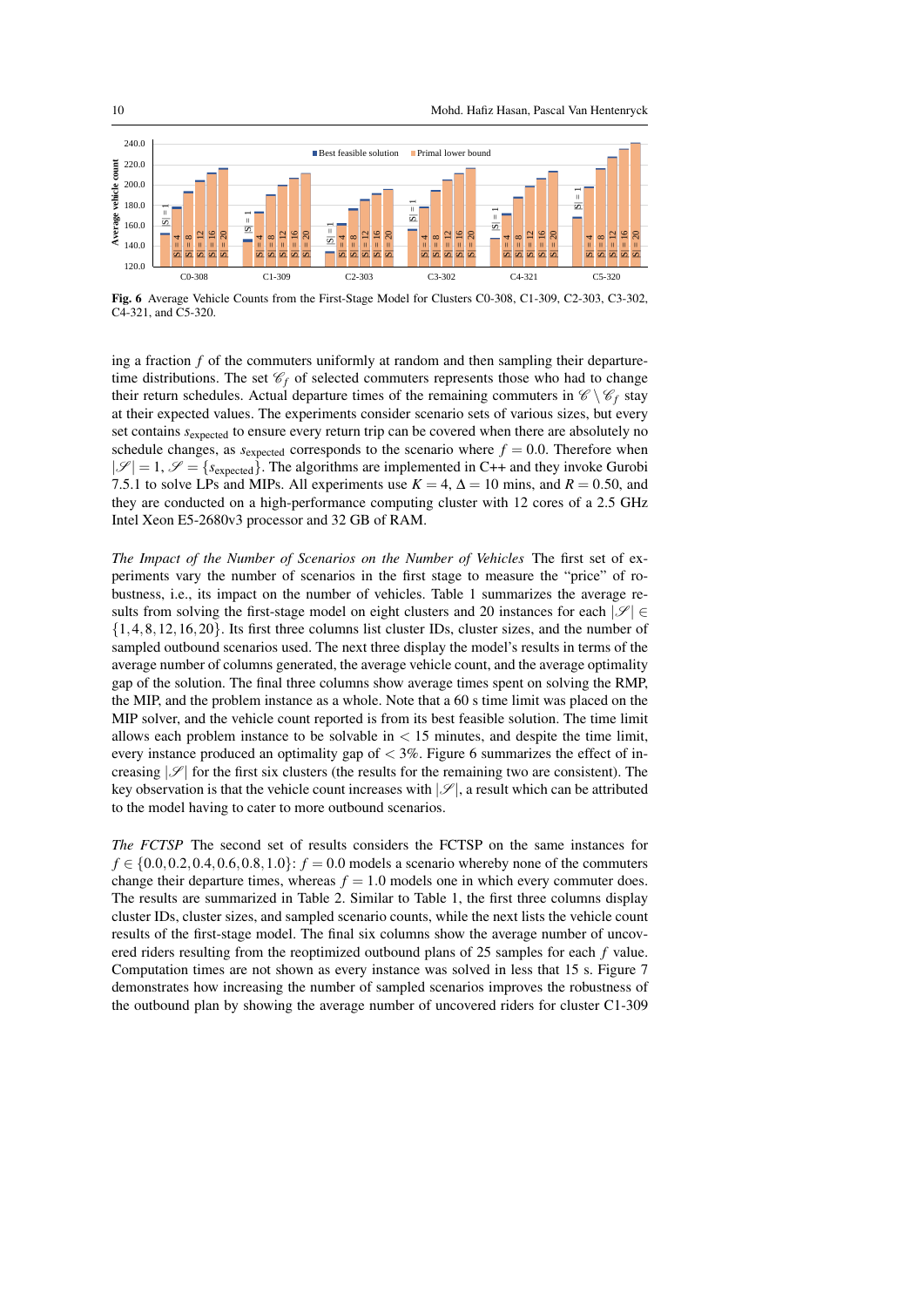Fig. 6 Average Vehicle Counts from the First-Stage Model for Clusters C0-308, C1-309, C2-303, C3-302, C4-321, and C5-320.

ing a fraction $f$ of the commuters uniformly at random and then sampling their departure-time distributions. The set $\mathscr{C}_f$ of selected commuters represents those who had to change their return schedules. Actual departure times of the remaining commuters in $\mathscr{C} \setminus \mathscr{C}_f$ stay at their expected values. The experiments consider scenario sets of various sizes, but every set contains $s_{\text{expected}}$ to ensure every return trip can be covered when there are absolutely no schedule changes, as $s_{\text{expected}}$ corresponds to the scenario where $f = 0.0$. Therefore when $|\mathscr{S}| = 1$, $\mathscr{S} = \{s_{\text{expected}}\}$. The algorithms are implemented in C++ and they invoke Gurobi 7.5.1 to solve LPs and MIPs. All experiments use $K = 4$, $\Delta = 10$ mins, and $R = 0.50$, and they are conducted on a high-performance computing cluster with 12 cores of a 2.5 GHz Intel Xeon E5-2680v3 processor and 32 GB of RAM.

*The Impact of the Number of Scenarios on the Number of Vehicles* The first set of experiments vary the number of scenarios in the first stage to measure the "price" of robustness, i.e., its impact on the number of vehicles. Table 1 summarizes the average results from solving the first-stage model on eight clusters and 20 instances for each $|\mathscr{S}| \in \{1, 4, 8, 12, 16, 20\}$. Its first three columns list cluster IDs, cluster sizes, and the number of sampled outbound scenarios used. The next three display the model's results in terms of the average number of columns generated, the average vehicle count, and the average optimality gap of the solution. The final three columns show average times spent on solving the RMP, the MIP, and the problem instance as a whole. Note that a 60 s time limit was placed on the MIP solver, and the vehicle count reported is from its best feasible solution. The time limit allows each problem instance to be solvable in $< 15$ minutes, and despite the time limit, every instance produced an optimality gap of $< 3\%$. Figure 6 summarizes the effect of increasing $|\mathscr{S}|$ for the first six clusters (the results for the remaining two are consistent). The key observation is that the vehicle count increases with $|\mathscr{S}|$, a result which can be attributed to the model having to cater to more outbound scenarios.

*The FCTSP* The second set of results considers the FCTSP on the same instances for $f \in \{0.0, 0.2, 0.4, 0.6, 0.8, 1.0\}$: $f = 0.0$ models a scenario whereby none of the commuters change their departure times, whereas $f = 1.0$ models one in which every commuter does. The results are summarized in Table 2. Similar to Table 1, the first three columns display cluster IDs, cluster sizes, and sampled scenario counts, while the next lists the vehicle count results of the first-stage model. The final six columns show the average number of uncovered riders resulting from the reoptimized outbound plans of 25 samples for each $f$ value. Computation times are not shown as every instance was solved in less that 15 s. Figure 7 demonstrates how increasing the number of sampled scenarios improves the robustness of the outbound plan by showing the average number of uncovered riders for cluster C1-309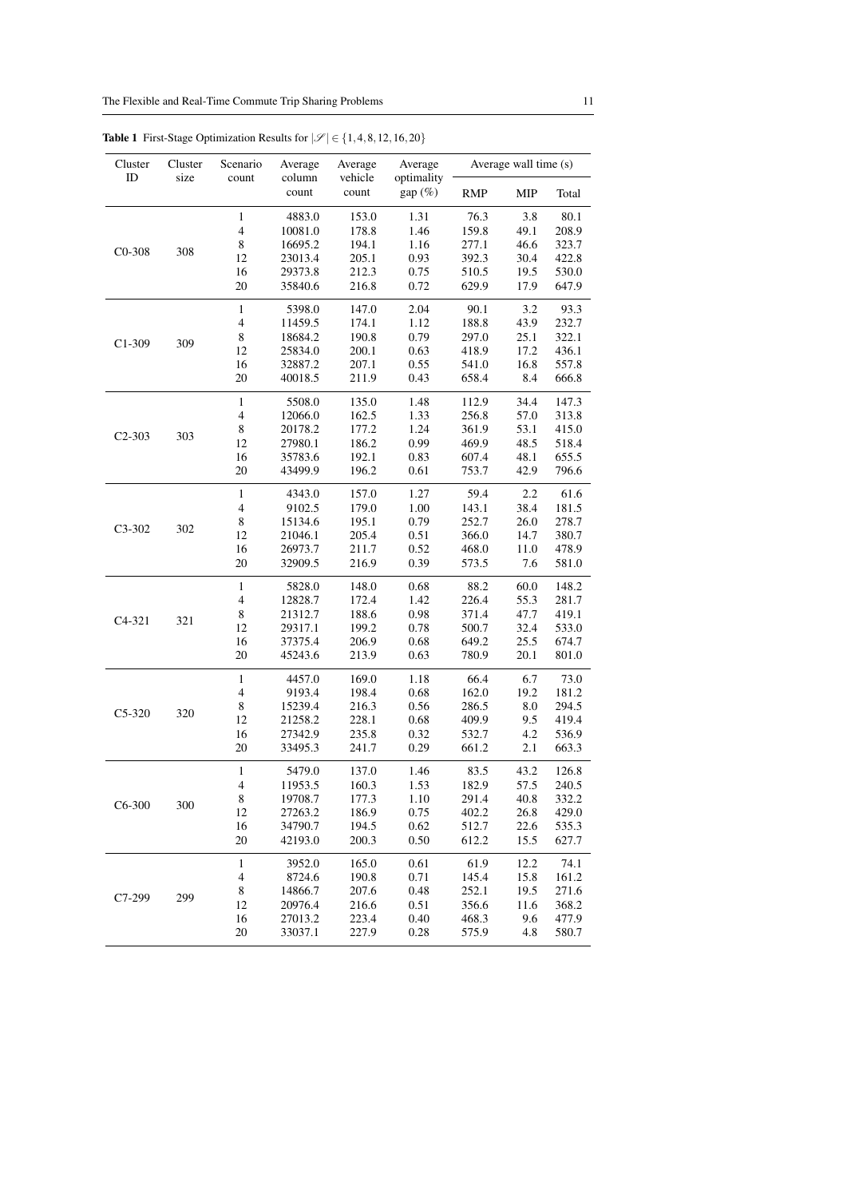**Table 1** First-Stage Optimization Results for $|\mathscr{S}| \in \{1, 4, 8, 12, 16, 20\}$

| Cluster ID | Cluster size | Scenario count | Average column count | Average vehicle count | Average optimality gap (%) | Average wall time (s) | | |
|---|---|---|---|---|---|---|---|---|
| | | | | | | RMP | MIP | Total |
| C0-308 | 308 | 1 | 4883.0 | 153.0 | 1.31 | 76.3 | 3.8 | 80.1 |
| | | 4 | 10081.0 | 178.8 | 1.46 | 159.8 | 49.1 | 208.9 |
| | | 8 | 16695.2 | 194.1 | 1.16 | 277.1 | 46.6 | 323.7 |
| | | 12 | 23013.4 | 205.1 | 0.93 | 392.3 | 30.4 | 422.8 |
| | | 16 | 29373.8 | 212.3 | 0.75 | 510.5 | 19.5 | 530.0 |
| | | 20 | 35840.6 | 216.8 | 0.72 | 629.9 | 17.9 | 647.9 |
| C1-309 | 309 | 1 | 5398.0 | 147.0 | 2.04 | 90.1 | 3.2 | 93.3 |
| | | 4 | 11459.5 | 174.1 | 1.12 | 188.8 | 43.9 | 232.7 |
| | | 8 | 18684.2 | 190.8 | 0.79 | 297.0 | 25.1 | 322.1 |
| | | 12 | 25834.0 | 200.1 | 0.63 | 418.9 | 17.2 | 436.1 |
| | | 16 | 32887.2 | 207.1 | 0.55 | 541.0 | 16.8 | 557.8 |
| | | 20 | 40018.5 | 211.9 | 0.43 | 658.4 | 8.4 | 666.8 |
| C2-303 | 303 | 1 | 5508.0 | 135.0 | 1.48 | 112.9 | 34.4 | 147.3 |
| | | 4 | 12066.0 | 162.5 | 1.33 | 256.8 | 57.0 | 313.8 |
| | | 8 | 20178.2 | 177.2 | 1.24 | 361.9 | 53.1 | 415.0 |
| | | 12 | 27980.1 | 186.2 | 0.99 | 469.9 | 48.5 | 518.4 |
| | | 16 | 35783.6 | 192.1 | 0.83 | 607.4 | 48.1 | 655.5 |
| | | 20 | 43499.9 | 196.2 | 0.61 | 753.7 | 42.9 | 796.6 |
| C3-302 | 302 | 1 | 4343.0 | 157.0 | 1.27 | 59.4 | 2.2 | 61.6 |
| | | 4 | 9102.5 | 179.0 | 1.00 | 143.1 | 38.4 | 181.5 |
| | | 8 | 15134.6 | 195.1 | 0.79 | 252.7 | 26.0 | 278.7 |
| | | 12 | 21046.1 | 205.4 | 0.51 | 366.0 | 14.7 | 380.7 |
| | | 16 | 26973.7 | 211.7 | 0.52 | 468.0 | 11.0 | 478.9 |
| | | 20 | 32909.5 | 216.9 | 0.39 | 573.5 | 7.6 | 581.0 |
| C4-321 | 321 | 1 | 5828.0 | 148.0 | 0.68 | 88.2 | 60.0 | 148.2 |
| | | 4 | 12828.7 | 172.4 | 1.42 | 226.4 | 55.3 | 281.7 |
| | | 8 | 21312.7 | 188.6 | 0.98 | 371.4 | 47.7 | 419.1 |
| | | 12 | 29317.1 | 199.2 | 0.78 | 500.7 | 32.4 | 533.0 |
| | | 16 | 37375.4 | 206.9 | 0.68 | 649.2 | 25.5 | 674.7 |
| | | 20 | 45243.6 | 213.9 | 0.63 | 780.9 | 20.1 | 801.0 |
| C5-320 | 320 | 1 | 4457.0 | 169.0 | 1.18 | 66.4 | 6.7 | 73.0 |
| | | 4 | 9193.4 | 198.4 | 0.68 | 162.0 | 19.2 | 181.2 |
| | | 8 | 15239.4 | 216.3 | 0.56 | 286.5 | 8.0 | 294.5 |
| | | 12 | 21258.2 | 228.1 | 0.68 | 409.9 | 9.5 | 419.4 |
| | | 16 | 27342.9 | 235.8 | 0.32 | 532.7 | 4.2 | 536.9 |
| | | 20 | 33495.3 | 241.7 | 0.29 | 661.2 | 2.1 | 663.3 |
| C6-300 | 300 | 1 | 5479.0 | 137.0 | 1.46 | 83.5 | 43.2 | 126.8 |
| | | 4 | 11953.5 | 160.3 | 1.53 | 182.9 | 57.5 | 240.5 |
| | | 8 | 19708.7 | 177.3 | 1.10 | 291.4 | 40.8 | 332.2 |
| | | 12 | 27263.2 | 186.9 | 0.75 | 402.2 | 26.8 | 429.0 |
| | | 16 | 34790.7 | 194.5 | 0.62 | 512.7 | 22.6 | 535.3 |
| | | 20 | 42193.0 | 200.3 | 0.50 | 612.2 | 15.5 | 627.7 |
| C7-299 | 299 | 1 | 3952.0 | 165.0 | 0.61 | 61.9 | 12.2 | 74.1 |
| | | 4 | 8724.6 | 190.8 | 0.71 | 145.4 | 15.8 | 161.2 |
| | | 8 | 14866.7 | 207.6 | 0.48 | 252.1 | 19.5 | 271.6 |
| | | 12 | 20976.4 | 216.6 | 0.51 | 356.6 | 11.6 | 368.2 |
| | | 16 | 27013.2 | 223.4 | 0.40 | 468.3 | 9.6 | 477.9 |
| | | 20 | 33037.1 | 227.9 | 0.28 | 575.9 | 4.8 | 580.7 |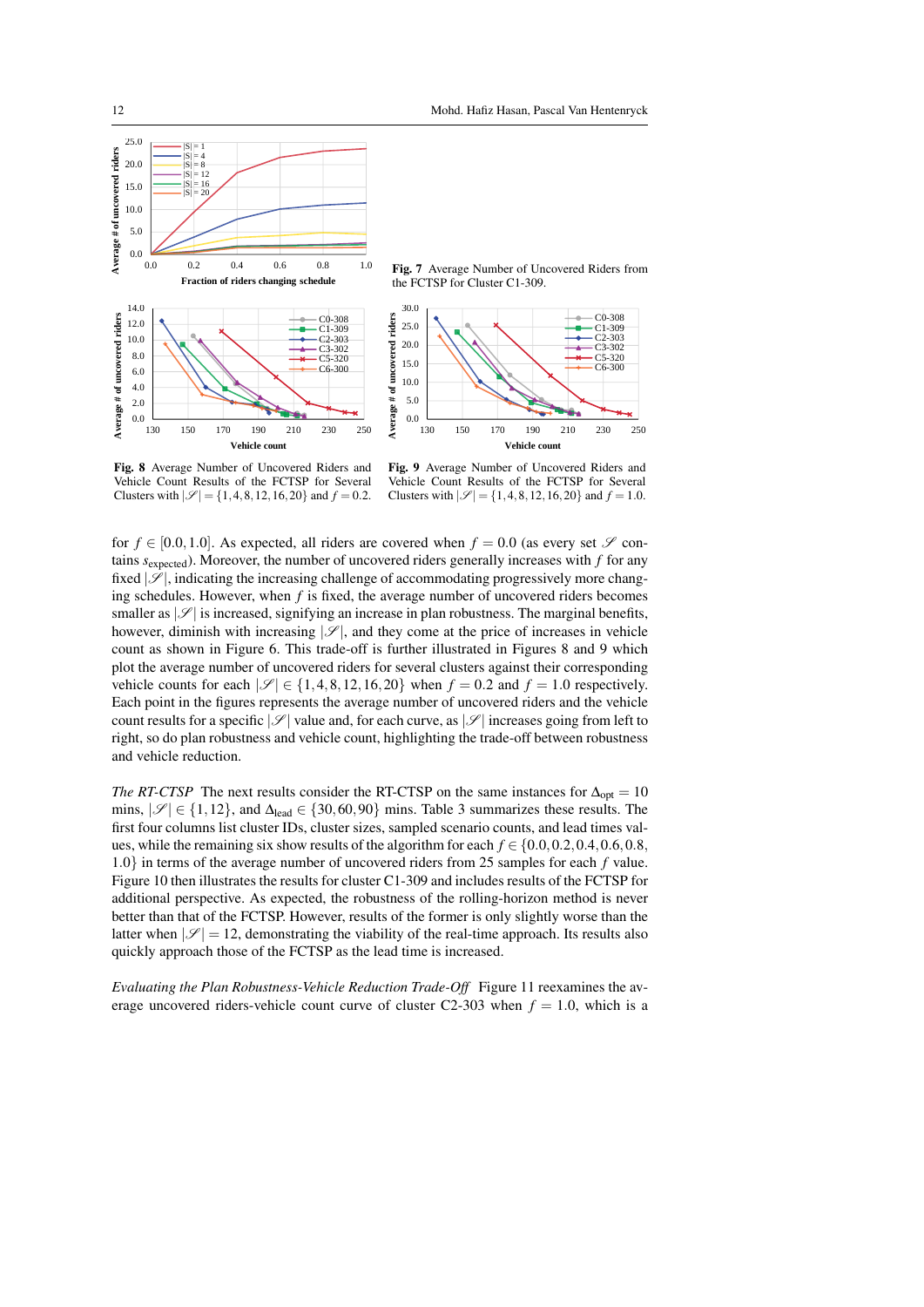**Fig. 7** Average Number of Uncovered Riders from the FCTSP for Cluster C1-309.

**Fig. 8** Average Number of Uncovered Riders and Vehicle Count Results of the FCTSP for Several Clusters with $|\mathscr{S}| = \{1,4,8,12,16,20\}$ and $f = 0.2$.

**Fig. 9** Average Number of Uncovered Riders and Vehicle Count Results of the FCTSP for Several Clusters with $|\mathscr{S}| = \{1,4,8,12,16,20\}$ and $f = 1.0$.

for $f \in [0.0, 1.0]$. As expected, all riders are covered when $f = 0.0$ (as every set $\mathscr{S}$ contains $s_{\text{expected}}$). Moreover, the number of uncovered riders generally increases with $f$ for any fixed $|\mathscr{S}|$, indicating the increasing challenge of accommodating progressively more changing schedules. However, when $f$ is fixed, the average number of uncovered riders becomes smaller as $|\mathscr{S}|$ is increased, signifying an increase in plan robustness. The marginal benefits, however, diminish with increasing $|\mathscr{S}|$, and they come at the price of increases in vehicle count as shown in Figure 6. This trade-off is further illustrated in Figures 8 and 9 which plot the average number of uncovered riders for several clusters against their corresponding vehicle counts for each $|\mathscr{S}| \in \{1,4,8,12,16,20\}$ when $f = 0.2$ and $f = 1.0$ respectively. Each point in the figures represents the average number of uncovered riders and the vehicle count results for a specific $|\mathscr{S}|$ value and, for each curve, as $|\mathscr{S}|$ increases going from left to right, so do plan robustness and vehicle count, highlighting the trade-off between robustness and vehicle reduction.

*The RT-CTSP* The next results consider the RT-CTSP on the same instances for $\Delta_{\text{opt}} = 10$ mins, $|\mathscr{S}| \in \{1,12\}$, and $\Delta_{\text{lead}} \in \{30,60,90\}$ mins. Table 3 summarizes these results. The first four columns list cluster IDs, cluster sizes, sampled scenario counts, and lead times values, while the remaining six show results of the algorithm for each $f \in \{0.0, 0.2, 0.4, 0.6, 0.8, 1.0\}$ in terms of the average number of uncovered riders from 25 samples for each $f$ value. Figure 10 then illustrates the results for cluster C1-309 and includes results of the FCTSP for additional perspective. As expected, the robustness of the rolling-horizon method is never better than that of the FCTSP. However, results of the former is only slightly worse than the latter when $|\mathscr{S}| = 12$, demonstrating the viability of the real-time approach. Its results also quickly approach those of the FCTSP as the lead time is increased.

*Evaluating the Plan Robustness-Vehicle Reduction Trade-Off* Figure 11 reexamines the average uncovered riders-vehicle count curve of cluster C2-303 when $f = 1.0$, which is a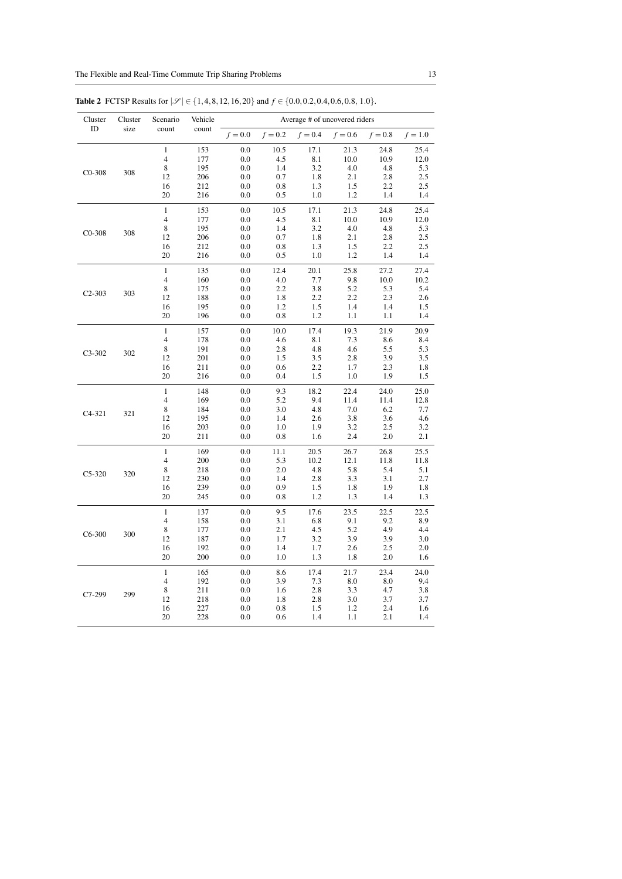**Table 2** FCTSP Results for $|\mathscr{S}| \in \{1,4,8,12,16,20\}$ and $f \in \{0.0, 0.2, 0.4, 0.6, 0.8, 1.0\}$.

| Cluster ID | Cluster size | Scenario count | Vehicle count | Average # of uncovered riders | | | | | |
|---|---|---|---|---|---|---|---|---|---|
| | | | | $f=0.0$ | $f=0.2$ | $f=0.4$ | $f=0.6$ | $f=0.8$ | $f=1.0$ |
| C0-308 | 308 | 1 | 153 | 0.0 | 10.5 | 17.1 | 21.3 | 24.8 | 25.4 |
| | | 4 | 177 | 0.0 | 4.5 | 8.1 | 10.0 | 10.9 | 12.0 |
| | | 8 | 195 | 0.0 | 1.4 | 3.2 | 4.0 | 4.8 | 5.3 |
| | | 12 | 206 | 0.0 | 0.7 | 1.8 | 2.1 | 2.8 | 2.5 |
| | | 16 | 212 | 0.0 | 0.8 | 1.3 | 1.5 | 2.2 | 2.5 |
| | | 20 | 216 | 0.0 | 0.5 | 1.0 | 1.2 | 1.4 | 1.4 |
| C0-308 | 308 | 1 | 153 | 0.0 | 10.5 | 17.1 | 21.3 | 24.8 | 25.4 |
| | | 4 | 177 | 0.0 | 4.5 | 8.1 | 10.0 | 10.9 | 12.0 |
| | | 8 | 195 | 0.0 | 1.4 | 3.2 | 4.0 | 4.8 | 5.3 |
| | | 12 | 206 | 0.0 | 0.7 | 1.8 | 2.1 | 2.8 | 2.5 |
| | | 16 | 212 | 0.0 | 0.8 | 1.3 | 1.5 | 2.2 | 2.5 |
| | | 20 | 216 | 0.0 | 0.5 | 1.0 | 1.2 | 1.4 | 1.4 |
| C2-303 | 303 | 1 | 135 | 0.0 | 12.4 | 20.1 | 25.8 | 27.2 | 27.4 |
| | | 4 | 160 | 0.0 | 4.0 | 7.7 | 9.8 | 10.0 | 10.2 |
| | | 8 | 175 | 0.0 | 2.2 | 3.8 | 5.2 | 5.3 | 5.4 |
| | | 12 | 188 | 0.0 | 1.8 | 2.2 | 2.2 | 2.3 | 2.6 |
| | | 16 | 195 | 0.0 | 1.2 | 1.5 | 1.4 | 1.4 | 1.5 |
| | | 20 | 196 | 0.0 | 0.8 | 1.2 | 1.1 | 1.1 | 1.4 |
| C3-302 | 302 | 1 | 157 | 0.0 | 10.0 | 17.4 | 19.3 | 21.9 | 20.9 |
| | | 4 | 178 | 0.0 | 4.6 | 8.1 | 7.3 | 8.6 | 8.4 |
| | | 8 | 191 | 0.0 | 2.8 | 4.8 | 4.6 | 5.5 | 5.3 |
| | | 12 | 201 | 0.0 | 1.5 | 3.5 | 2.8 | 3.9 | 3.5 |
| | | 16 | 211 | 0.0 | 0.6 | 2.2 | 1.7 | 2.3 | 1.8 |
| | | 20 | 216 | 0.0 | 0.4 | 1.5 | 1.0 | 1.9 | 1.5 |
| C4-321 | 321 | 1 | 148 | 0.0 | 9.3 | 18.2 | 22.4 | 24.0 | 25.0 |
| | | 4 | 169 | 0.0 | 5.2 | 9.4 | 11.4 | 11.4 | 12.8 |
| | | 8 | 184 | 0.0 | 3.0 | 4.8 | 7.0 | 6.2 | 7.7 |
| | | 12 | 195 | 0.0 | 1.4 | 2.6 | 3.8 | 3.6 | 4.6 |
| | | 16 | 203 | 0.0 | 1.0 | 1.9 | 3.2 | 2.5 | 3.2 |
| | | 20 | 211 | 0.0 | 0.8 | 1.6 | 2.4 | 2.0 | 2.1 |
| C5-320 | 320 | 1 | 169 | 0.0 | 11.1 | 20.5 | 26.7 | 26.8 | 25.5 |
| | | 4 | 200 | 0.0 | 5.3 | 10.2 | 12.1 | 11.8 | 11.8 |
| | | 8 | 218 | 0.0 | 2.0 | 4.8 | 5.8 | 5.4 | 5.1 |
| | | 12 | 230 | 0.0 | 1.4 | 2.8 | 3.3 | 3.1 | 2.7 |
| | | 16 | 239 | 0.0 | 0.9 | 1.5 | 1.8 | 1.9 | 1.8 |
| | | 20 | 245 | 0.0 | 0.8 | 1.2 | 1.3 | 1.4 | 1.3 |
| C6-300 | 300 | 1 | 137 | 0.0 | 9.5 | 17.6 | 23.5 | 22.5 | 22.5 |
| | | 4 | 158 | 0.0 | 3.1 | 6.8 | 9.1 | 9.2 | 8.9 |
| | | 8 | 177 | 0.0 | 2.1 | 4.5 | 5.2 | 4.9 | 4.4 |
| | | 12 | 187 | 0.0 | 1.7 | 3.2 | 3.9 | 3.9 | 3.0 |
| | | 16 | 192 | 0.0 | 1.4 | 1.7 | 2.6 | 2.5 | 2.0 |
| | | 20 | 200 | 0.0 | 1.0 | 1.3 | 1.8 | 2.0 | 1.6 |
| C7-299 | 299 | 1 | 165 | 0.0 | 8.6 | 17.4 | 21.7 | 23.4 | 24.0 |
| | | 4 | 192 | 0.0 | 3.9 | 7.3 | 8.0 | 8.0 | 9.4 |
| | | 8 | 211 | 0.0 | 1.6 | 2.8 | 3.3 | 4.7 | 3.8 |
| | | 12 | 218 | 0.0 | 1.8 | 2.8 | 3.0 | 3.7 | 3.7 |
| | | 16 | 227 | 0.0 | 0.8 | 1.5 | 1.2 | 2.4 | 1.6 |
| | | 20 | 228 | 0.0 | 0.6 | 1.4 | 1.1 | 2.1 | 1.4 |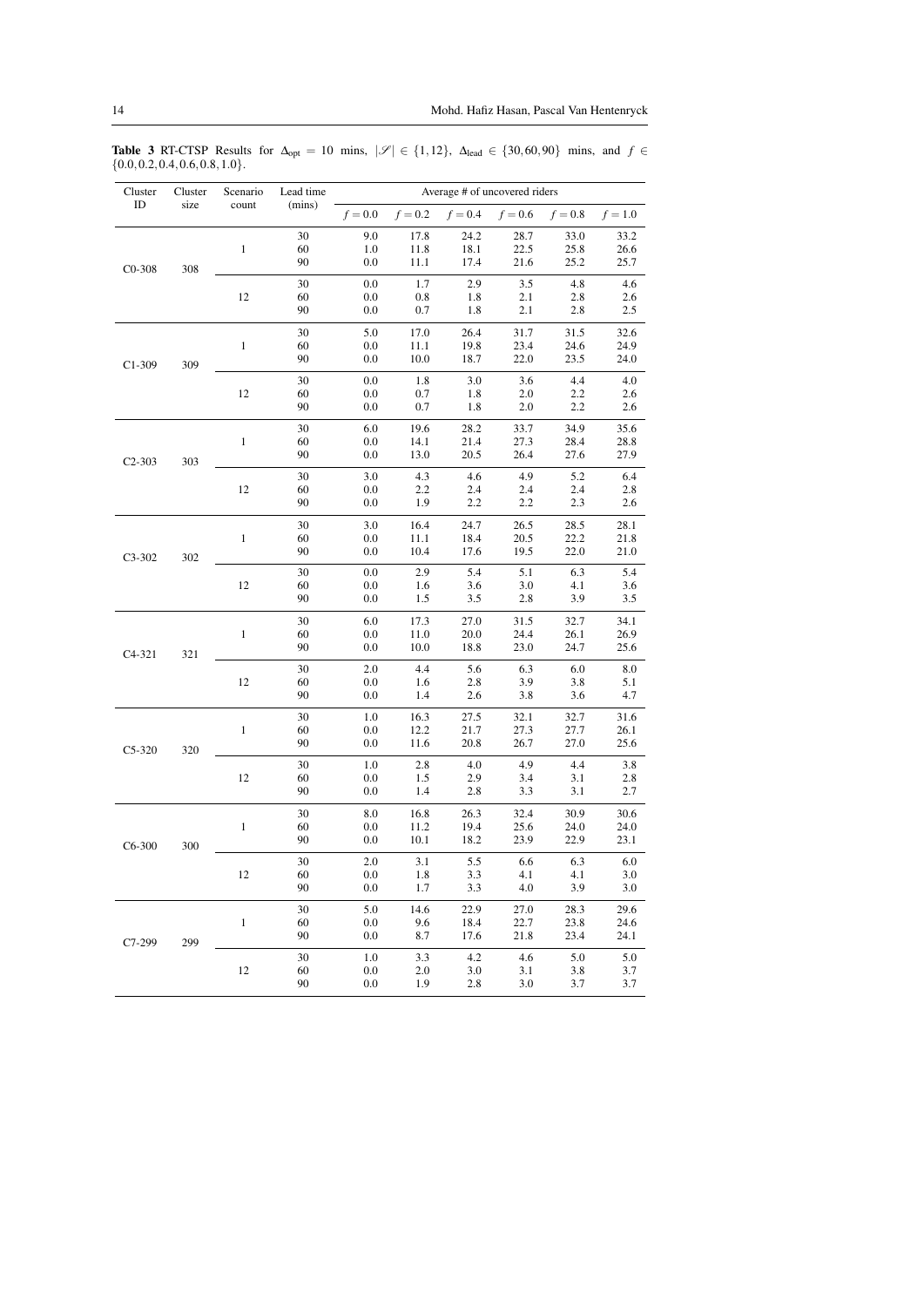**Table 3** RT-CTSP Results for $\Delta_{\text{opt}} = 10$ mins, $|\mathscr{S}| \in \{1, 12\}$, $\Delta_{\text{lead}} \in \{30, 60, 90\}$ mins, and $f \in \{0.0, 0.2, 0.4, 0.6, 0.8, 1.0\}$.

| Cluster ID | Cluster size | Scenario count | Lead time (mins) | Average # of uncovered riders | | | | | |
|---|---|---|---|---|---|---|---|---|---|
| | | | | $f = 0.0$ | $f = 0.2$ | $f = 0.4$ | $f = 0.6$ | $f = 0.8$ | $f = 1.0$ |
| C0-308 | 308 | 1 | 30 | 9.0 | 17.8 | 24.2 | 28.7 | 33.0 | 33.2 |
| | | | 60 | 1.0 | 11.8 | 18.1 | 22.5 | 25.8 | 26.6 |
| | | | 90 | 0.0 | 11.1 | 17.4 | 21.6 | 25.2 | 25.7 |
| | | 12 | 30 | 0.0 | 1.7 | 2.9 | 3.5 | 4.8 | 4.6 |
| | | | 60 | 0.0 | 0.8 | 1.8 | 2.1 | 2.8 | 2.6 |
| | | | 90 | 0.0 | 0.7 | 1.8 | 2.1 | 2.8 | 2.5 |
| C1-309 | 309 | 1 | 30 | 5.0 | 17.0 | 26.4 | 31.7 | 31.5 | 32.6 |
| | | | 60 | 0.0 | 11.1 | 19.8 | 23.4 | 24.6 | 24.9 |
| | | | 90 | 0.0 | 10.0 | 18.7 | 22.0 | 23.5 | 24.0 |
| | | 12 | 30 | 0.0 | 1.8 | 3.0 | 3.6 | 4.4 | 4.0 |
| | | | 60 | 0.0 | 0.7 | 1.8 | 2.0 | 2.2 | 2.6 |
| | | | 90 | 0.0 | 0.7 | 1.8 | 2.0 | 2.2 | 2.6 |
| C2-303 | 303 | 1 | 30 | 6.0 | 19.6 | 28.2 | 33.7 | 34.9 | 35.6 |
| | | | 60 | 0.0 | 14.1 | 21.4 | 27.3 | 28.4 | 28.8 |
| | | | 90 | 0.0 | 13.0 | 20.5 | 26.4 | 27.6 | 27.9 |
| | | 12 | 30 | 3.0 | 4.3 | 4.6 | 4.9 | 5.2 | 6.4 |
| | | | 60 | 0.0 | 2.2 | 2.4 | 2.4 | 2.4 | 2.8 |
| | | | 90 | 0.0 | 1.9 | 2.2 | 2.2 | 2.3 | 2.6 |
| C3-302 | 302 | 1 | 30 | 3.0 | 16.4 | 24.7 | 26.5 | 28.5 | 28.1 |
| | | | 60 | 0.0 | 11.1 | 18.4 | 20.5 | 22.2 | 21.8 |
| | | | 90 | 0.0 | 10.4 | 17.6 | 19.5 | 22.0 | 21.0 |
| | | 12 | 30 | 0.0 | 2.9 | 5.4 | 5.1 | 6.3 | 5.4 |
| | | | 60 | 0.0 | 1.6 | 3.6 | 3.0 | 4.1 | 3.6 |
| | | | 90 | 0.0 | 1.5 | 3.5 | 2.8 | 3.9 | 3.5 |
| C4-321 | 321 | 1 | 30 | 6.0 | 17.3 | 27.0 | 31.5 | 32.7 | 34.1 |
| | | | 60 | 0.0 | 11.0 | 20.0 | 24.4 | 26.1 | 26.9 |
| | | | 90 | 0.0 | 10.0 | 18.8 | 23.0 | 24.7 | 25.6 |
| | | 12 | 30 | 2.0 | 4.4 | 5.6 | 6.3 | 6.0 | 8.0 |
| | | | 60 | 0.0 | 1.6 | 2.8 | 3.9 | 3.8 | 5.1 |
| | | | 90 | 0.0 | 1.4 | 2.6 | 3.8 | 3.6 | 4.7 |
| C5-320 | 320 | 1 | 30 | 1.0 | 16.3 | 27.5 | 32.1 | 32.7 | 31.6 |
| | | | 60 | 0.0 | 12.2 | 21.7 | 27.3 | 27.7 | 26.1 |
| | | | 90 | 0.0 | 11.6 | 20.8 | 26.7 | 27.0 | 25.6 |
| | | 12 | 30 | 1.0 | 2.8 | 4.0 | 4.9 | 4.4 | 3.8 |
| | | | 60 | 0.0 | 1.5 | 2.9 | 3.4 | 3.1 | 2.8 |
| | | | 90 | 0.0 | 1.4 | 2.8 | 3.3 | 3.1 | 2.7 |
| C6-300 | 300 | 1 | 30 | 8.0 | 16.8 | 26.3 | 32.4 | 30.9 | 30.6 |
| | | | 60 | 0.0 | 11.2 | 19.4 | 25.6 | 24.0 | 24.0 |
| | | | 90 | 0.0 | 10.1 | 18.2 | 23.9 | 22.9 | 23.1 |
| | | 12 | 30 | 2.0 | 3.1 | 5.5 | 6.6 | 6.3 | 6.0 |
| | | | 60 | 0.0 | 1.8 | 3.3 | 4.1 | 4.1 | 3.0 |
| | | | 90 | 0.0 | 1.7 | 3.3 | 4.0 | 3.9 | 3.0 |
| C7-299 | 299 | 1 | 30 | 5.0 | 14.6 | 22.9 | 27.0 | 28.3 | 29.6 |
| | | | 60 | 0.0 | 9.6 | 18.4 | 22.7 | 23.8 | 24.6 |
| | | | 90 | 0.0 | 8.7 | 17.6 | 21.8 | 23.4 | 24.1 |
| | | 12 | 30 | 1.0 | 3.3 | 4.2 | 4.6 | 5.0 | 5.0 |
| | | | 60 | 0.0 | 2.0 | 3.0 | 3.1 | 3.8 | 3.7 |
| | | | 90 | 0.0 | 1.9 | 2.8 | 3.0 | 3.7 | 3.7 |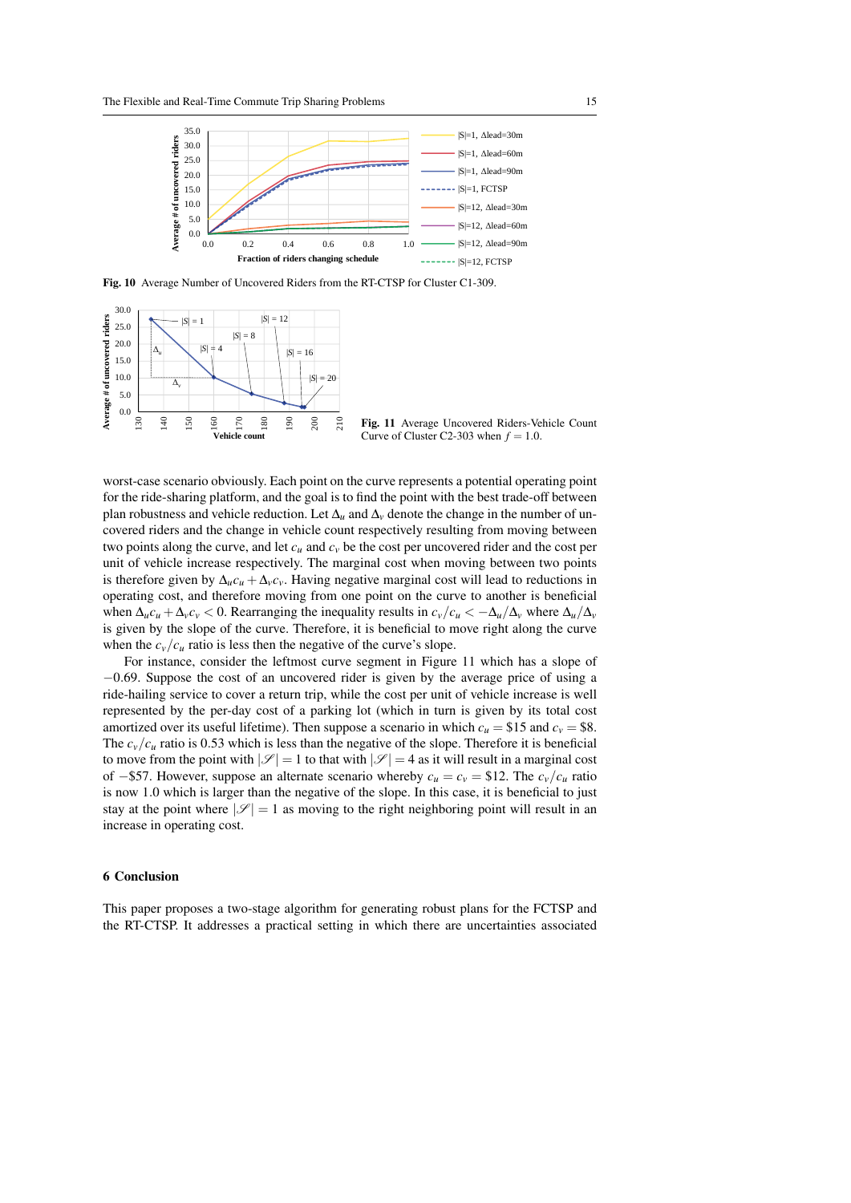Fig. 10 Average Number of Uncovered Riders from the RT-CTSP for Cluster C1-309.

Fig. 11 Average Uncovered Riders-Vehicle Count Curve of Cluster C2-303 when $f = 1.0$.

worst-case scenario obviously. Each point on the curve represents a potential operating point for the ride-sharing platform, and the goal is to find the point with the best trade-off between plan robustness and vehicle reduction. Let $\Delta_u$ and $\Delta_v$ denote the change in the number of uncovered riders and the change in vehicle count respectively resulting from moving between two points along the curve, and let $c_u$ and $c_v$ be the cost per uncovered rider and the cost per unit of vehicle increase respectively. The marginal cost when moving between two points is therefore given by $\Delta_u c_u + \Delta_v c_v$. Having negative marginal cost will lead to reductions in operating cost, and therefore moving from one point on the curve to another is beneficial when $\Delta_u c_u + \Delta_v c_v < 0$. Rearranging the inequality results in $c_v/c_u < -\Delta_u/\Delta_v$ where $\Delta_u/\Delta_v$ is given by the slope of the curve. Therefore, it is beneficial to move right along the curve when the $c_v/c_u$ ratio is less then the negative of the curve's slope.

For instance, consider the leftmost curve segment in Figure 11 which has a slope of $-0.69$. Suppose the cost of an uncovered rider is given by the average price of using a ride-hailing service to cover a return trip, while the cost per unit of vehicle increase is well represented by the per-day cost of a parking lot (which in turn is given by its total cost amortized over its useful lifetime). Then suppose a scenario in which $c_u = \$15$ and $c_v = \$8$. The $c_v/c_u$ ratio is 0.53 which is less than the negative of the slope. Therefore it is beneficial to move from the point with $|\mathscr{S}| = 1$ to that with $|\mathscr{S}| = 4$ as it will result in a marginal cost of $-\$57$. However, suppose an alternate scenario whereby $c_u = c_v = \$12$. The $c_v/c_u$ ratio is now 1.0 which is larger than the negative of the slope. In this case, it is beneficial to just stay at the point where $|\mathscr{S}| = 1$ as moving to the right neighboring point will result in an increase in operating cost.

## 6 Conclusion

This paper proposes a two-stage algorithm for generating robust plans for the FCTSP and the RT-CTSP. It addresses a practical setting in which there are uncertainties associated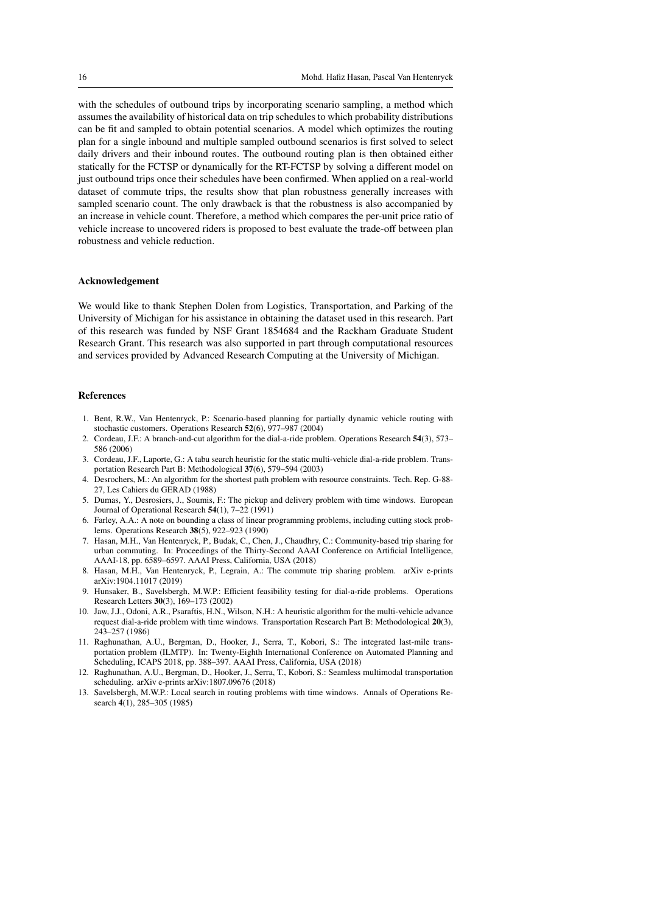with the schedules of outbound trips by incorporating scenario sampling, a method which assumes the availability of historical data on trip schedules to which probability distributions can be fit and sampled to obtain potential scenarios. A model which optimizes the routing plan for a single inbound and multiple sampled outbound scenarios is first solved to select daily drivers and their inbound routes. The outbound routing plan is then obtained either statically for the FCTSP or dynamically for the RT-FCTSP by solving a different model on just outbound trips once their schedules have been confirmed. When applied on a real-world dataset of commute trips, the results show that plan robustness generally increases with sampled scenario count. The only drawback is that the robustness is also accompanied by an increase in vehicle count. Therefore, a method which compares the per-unit price ratio of vehicle increase to uncovered riders is proposed to best evaluate the trade-off between plan robustness and vehicle reduction.

## Acknowledgement

We would like to thank Stephen Dolen from Logistics, Transportation, and Parking of the University of Michigan for his assistance in obtaining the dataset used in this research. Part of this research was funded by NSF Grant 1854684 and the Rackham Graduate Student Research Grant. This research was also supported in part through computational resources and services provided by Advanced Research Computing at the University of Michigan.

## References

1. Bent, R.W., Van Hentenryck, P.: Scenario-based planning for partially dynamic vehicle routing with stochastic customers. Operations Research **52**(6), 977–987 (2004)
2. Cordeau, J.F.: A branch-and-cut algorithm for the dial-a-ride problem. Operations Research **54**(3), 573–586 (2006)
3. Cordeau, J.F., Laporte, G.: A tabu search heuristic for the static multi-vehicle dial-a-ride problem. Transportation Research Part B: Methodological **37**(6), 579–594 (2003)
4. Desrochers, M.: An algorithm for the shortest path problem with resource constraints. Tech. Rep. G-88-27, Les Cahiers du GERAD (1988)
5. Dumas, Y., Desrosiers, J., Soumis, F.: The pickup and delivery problem with time windows. European Journal of Operational Research **54**(1), 7–22 (1991)
6. Farley, A.A.: A note on bounding a class of linear programming problems, including cutting stock problems. Operations Research **38**(5), 922–923 (1990)
7. Hasan, M.H., Van Hentenryck, P., Budak, C., Chen, J., Chaudhry, C.: Community-based trip sharing for urban commuting. In: Proceedings of the Thirty-Second AAAI Conference on Artificial Intelligence, AAAI-18, pp. 6589–6597. AAAI Press, California, USA (2018)
8. Hasan, M.H., Van Hentenryck, P., Legrain, A.: The commute trip sharing problem. arXiv e-prints arXiv:1904.11017 (2019)
9. Hunsaker, B., Savelsbergh, M.W.P.: Efficient feasibility testing for dial-a-ride problems. Operations Research Letters **30**(3), 169–173 (2002)
10. Jaw, J.J., Odoni, A.R., Psaraftis, H.N., Wilson, N.H.: A heuristic algorithm for the multi-vehicle advance request dial-a-ride problem with time windows. Transportation Research Part B: Methodological **20**(3), 243–257 (1986)
11. Raghunathan, A.U., Bergman, D., Hooker, J., Serra, T., Kobori, S.: The integrated last-mile transportation problem (ILMTP). In: Twenty-Eighth International Conference on Automated Planning and Scheduling, ICAPS 2018, pp. 388–397. AAAI Press, California, USA (2018)
12. Raghunathan, A.U., Bergman, D., Hooker, J., Serra, T., Kobori, S.: Seamless multimodal transportation scheduling. arXiv e-prints arXiv:1807.09676 (2018)
13. Savelsbergh, M.W.P.: Local search in routing problems with time windows. Annals of Operations Research **4**(1), 285–305 (1985)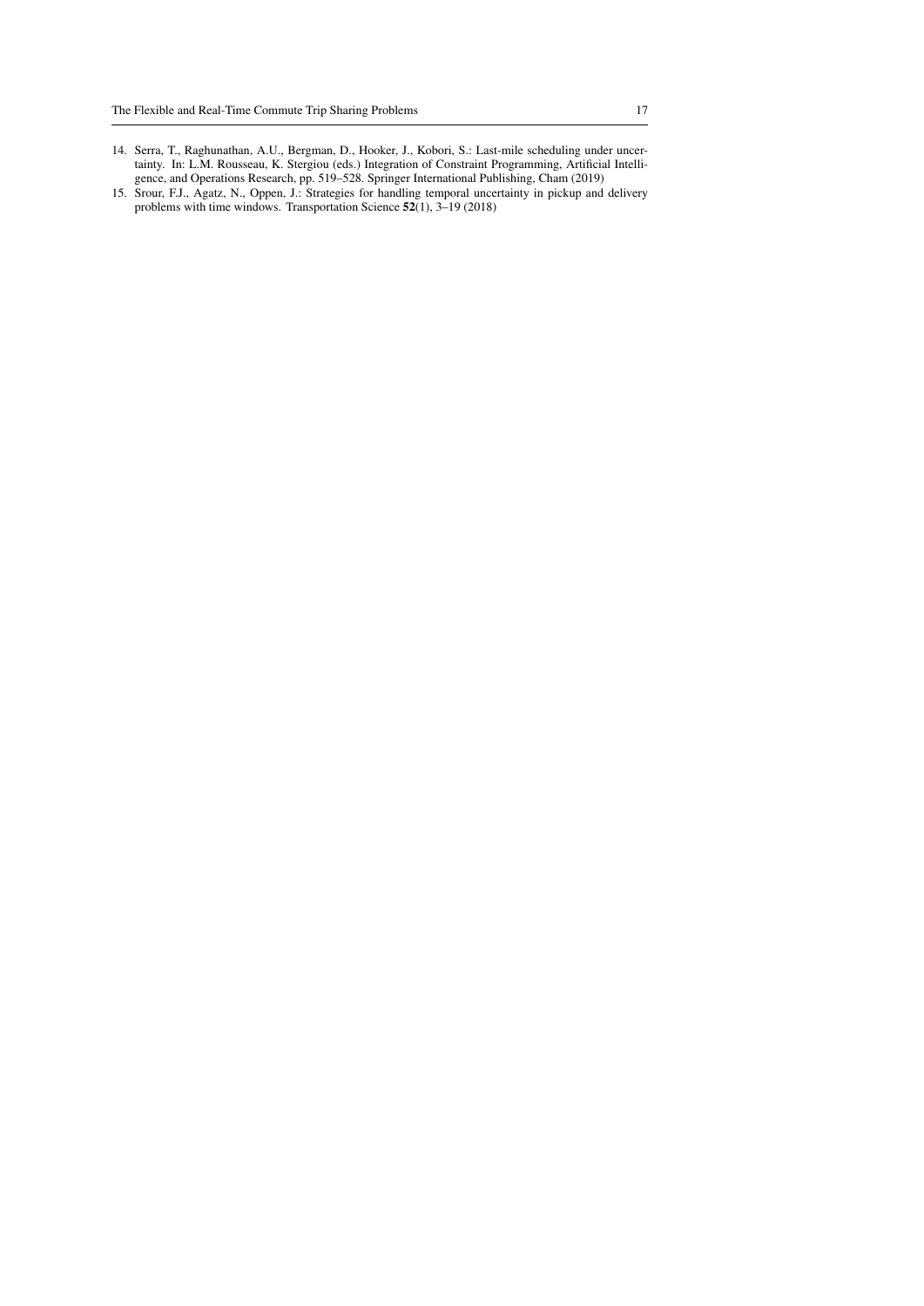14. Serra, T., Raghunathan, A.U., Bergman, D., Hooker, J., Kobori, S.: Last-mile scheduling under uncertainty. In: L.M. Rousseau, K. Stergiou (eds.) Integration of Constraint Programming, Artificial Intelligence, and Operations Research, pp. 519–528. Springer International Publishing, Cham (2019)
15. Srour, F.J., Agatz, N., Oppen, J.: Strategies for handling temporal uncertainty in pickup and delivery problems with time windows. Transportation Science **52**(1), 3–19 (2018)